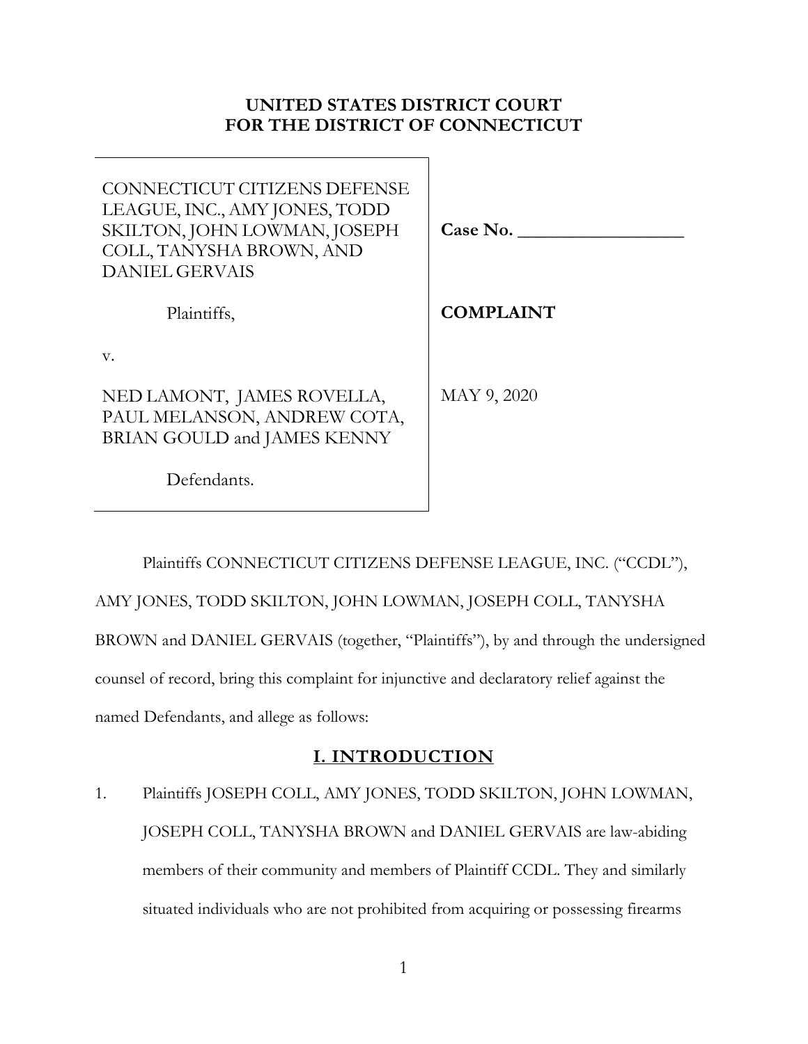**UNITED STATES DISTRICT COURT**
**FOR THE DISTRICT OF CONNECTICUT**

| | |
|---|---|
| CONNECTICUT CITIZENS DEFENSE LEAGUE, INC., AMY JONES, TODD SKILTON, JOHN LOWMAN, JOSEPH COLL, TANYSHA BROWN, AND DANIEL GERVAIS | **Case No. \_\_\_\_\_\_\_\_\_\_\_\_\_\_\_\_\_** |
| Plaintiffs, | **COMPLAINT** |
| v. | |
| NED LAMONT, JAMES ROVELLA, PAUL MELANSON, ANDREW COTA, BRIAN GOULD and JAMES KENNY | MAY 9, 2020 |
| Defendants. | |

Plaintiffs CONNECTICUT CITIZENS DEFENSE LEAGUE, INC. ("CCDL"), AMY JONES, TODD SKILTON, JOHN LOWMAN, JOSEPH COLL, TANYSHA BROWN and DANIEL GERVAIS (together, "Plaintiffs"), by and through the undersigned counsel of record, bring this complaint for injunctive and declaratory relief against the named Defendants, and allege as follows:

## I. INTRODUCTION

1. Plaintiffs JOSEPH COLL, AMY JONES, TODD SKILTON, JOHN LOWMAN, JOSEPH COLL, TANYSHA BROWN and DANIEL GERVAIS are law-abiding members of their community and members of Plaintiff CCDL. They and similarly situated individuals who are not prohibited from acquiring or possessing firearms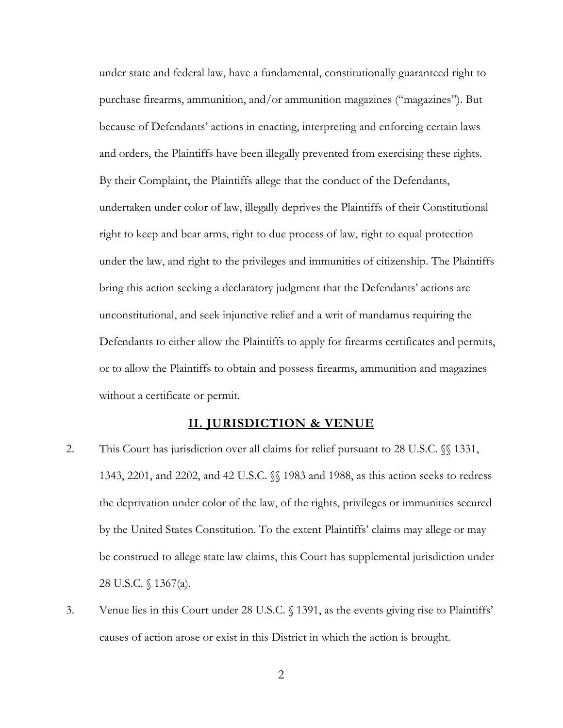under state and federal law, have a fundamental, constitutionally guaranteed right to purchase firearms, ammunition, and/or ammunition magazines ("magazines"). But because of Defendants' actions in enacting, interpreting and enforcing certain laws and orders, the Plaintiffs have been illegally prevented from exercising these rights. By their Complaint, the Plaintiffs allege that the conduct of the Defendants, undertaken under color of law, illegally deprives the Plaintiffs of their Constitutional right to keep and bear arms, right to due process of law, right to equal protection under the law, and right to the privileges and immunities of citizenship. The Plaintiffs bring this action seeking a declaratory judgment that the Defendants' actions are unconstitutional, and seek injunctive relief and a writ of mandamus requiring the Defendants to either allow the Plaintiffs to apply for firearms certificates and permits, or to allow the Plaintiffs to obtain and possess firearms, ammunition and magazines without a certificate or permit.

## II. JURISDICTION & VENUE

2. This Court has jurisdiction over all claims for relief pursuant to 28 U.S.C. §§ 1331, 1343, 2201, and 2202, and 42 U.S.C. §§ 1983 and 1988, as this action seeks to redress the deprivation under color of the law, of the rights, privileges or immunities secured by the United States Constitution. To the extent Plaintiffs' claims may allege or may be construed to allege state law claims, this Court has supplemental jurisdiction under 28 U.S.C. § 1367(a).

3. Venue lies in this Court under 28 U.S.C. § 1391, as the events giving rise to Plaintiffs' causes of action arose or exist in this District in which the action is brought.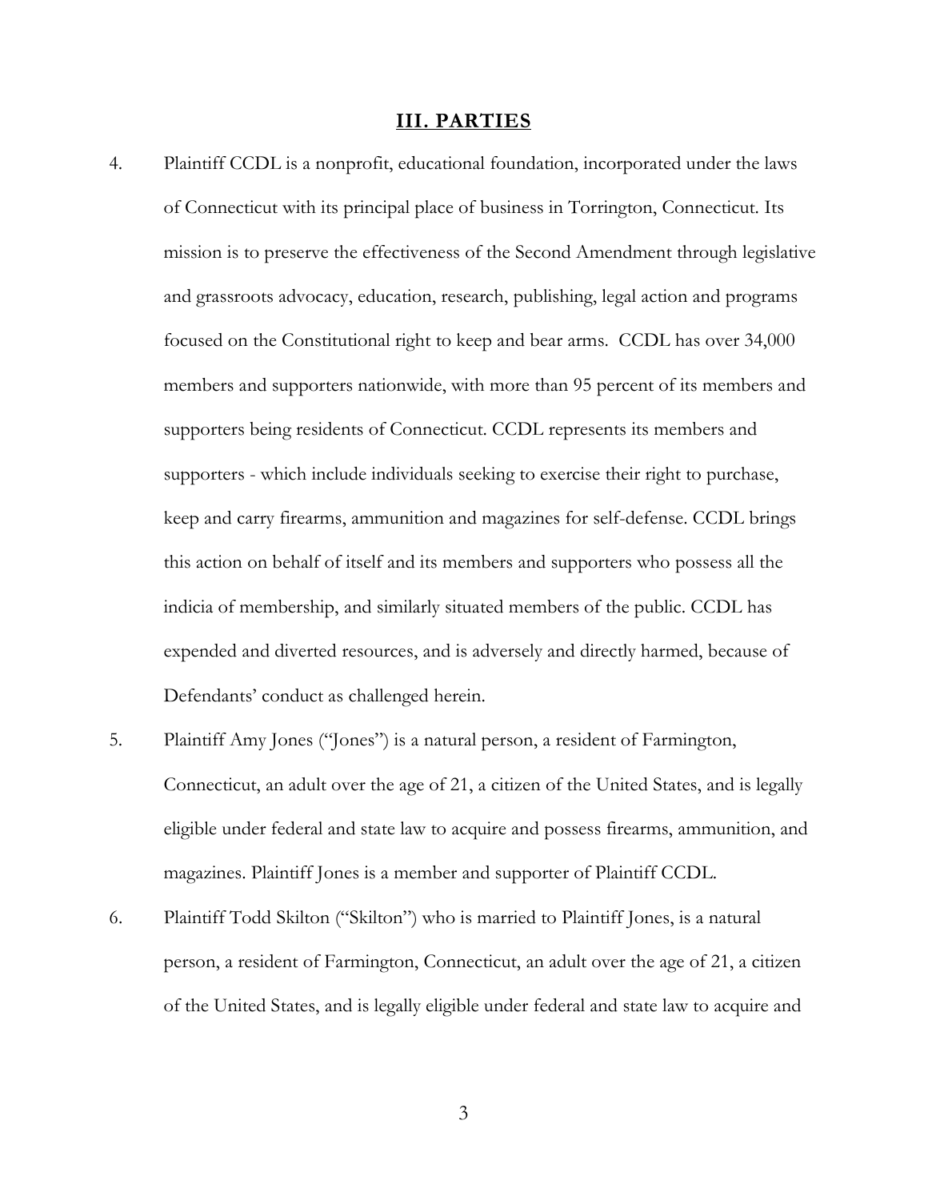## III. PARTIES

4. Plaintiff CCDL is a nonprofit, educational foundation, incorporated under the laws of Connecticut with its principal place of business in Torrington, Connecticut. Its mission is to preserve the effectiveness of the Second Amendment through legislative and grassroots advocacy, education, research, publishing, legal action and programs focused on the Constitutional right to keep and bear arms. CCDL has over 34,000 members and supporters nationwide, with more than 95 percent of its members and supporters being residents of Connecticut. CCDL represents its members and supporters - which include individuals seeking to exercise their right to purchase, keep and carry firearms, ammunition and magazines for self-defense. CCDL brings this action on behalf of itself and its members and supporters who possess all the indicia of membership, and similarly situated members of the public. CCDL has expended and diverted resources, and is adversely and directly harmed, because of Defendants' conduct as challenged herein.

5. Plaintiff Amy Jones ("Jones") is a natural person, a resident of Farmington, Connecticut, an adult over the age of 21, a citizen of the United States, and is legally eligible under federal and state law to acquire and possess firearms, ammunition, and magazines. Plaintiff Jones is a member and supporter of Plaintiff CCDL.

6. Plaintiff Todd Skilton ("Skilton") who is married to Plaintiff Jones, is a natural person, a resident of Farmington, Connecticut, an adult over the age of 21, a citizen of the United States, and is legally eligible under federal and state law to acquire and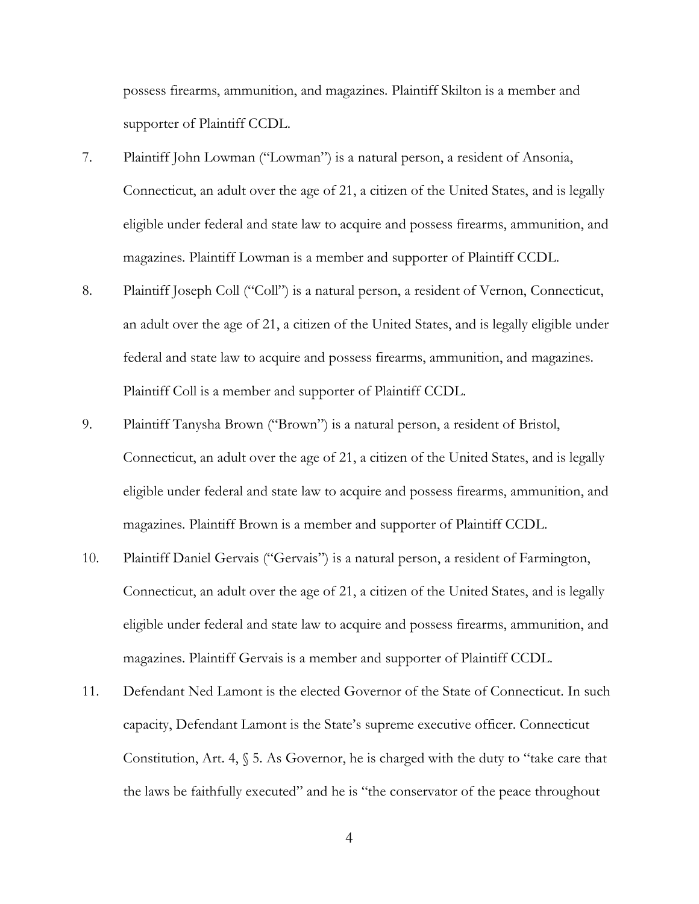possess firearms, ammunition, and magazines. Plaintiff Skilton is a member and supporter of Plaintiff CCDL.

7. Plaintiff John Lowman ("Lowman") is a natural person, a resident of Ansonia, Connecticut, an adult over the age of 21, a citizen of the United States, and is legally eligible under federal and state law to acquire and possess firearms, ammunition, and magazines. Plaintiff Lowman is a member and supporter of Plaintiff CCDL.

8. Plaintiff Joseph Coll ("Coll") is a natural person, a resident of Vernon, Connecticut, an adult over the age of 21, a citizen of the United States, and is legally eligible under federal and state law to acquire and possess firearms, ammunition, and magazines. Plaintiff Coll is a member and supporter of Plaintiff CCDL.

9. Plaintiff Tanysha Brown ("Brown") is a natural person, a resident of Bristol, Connecticut, an adult over the age of 21, a citizen of the United States, and is legally eligible under federal and state law to acquire and possess firearms, ammunition, and magazines. Plaintiff Brown is a member and supporter of Plaintiff CCDL.

10. Plaintiff Daniel Gervais ("Gervais") is a natural person, a resident of Farmington, Connecticut, an adult over the age of 21, a citizen of the United States, and is legally eligible under federal and state law to acquire and possess firearms, ammunition, and magazines. Plaintiff Gervais is a member and supporter of Plaintiff CCDL.

11. Defendant Ned Lamont is the elected Governor of the State of Connecticut. In such capacity, Defendant Lamont is the State's supreme executive officer. Connecticut Constitution, Art. 4, § 5. As Governor, he is charged with the duty to "take care that the laws be faithfully executed" and he is "the conservator of the peace throughout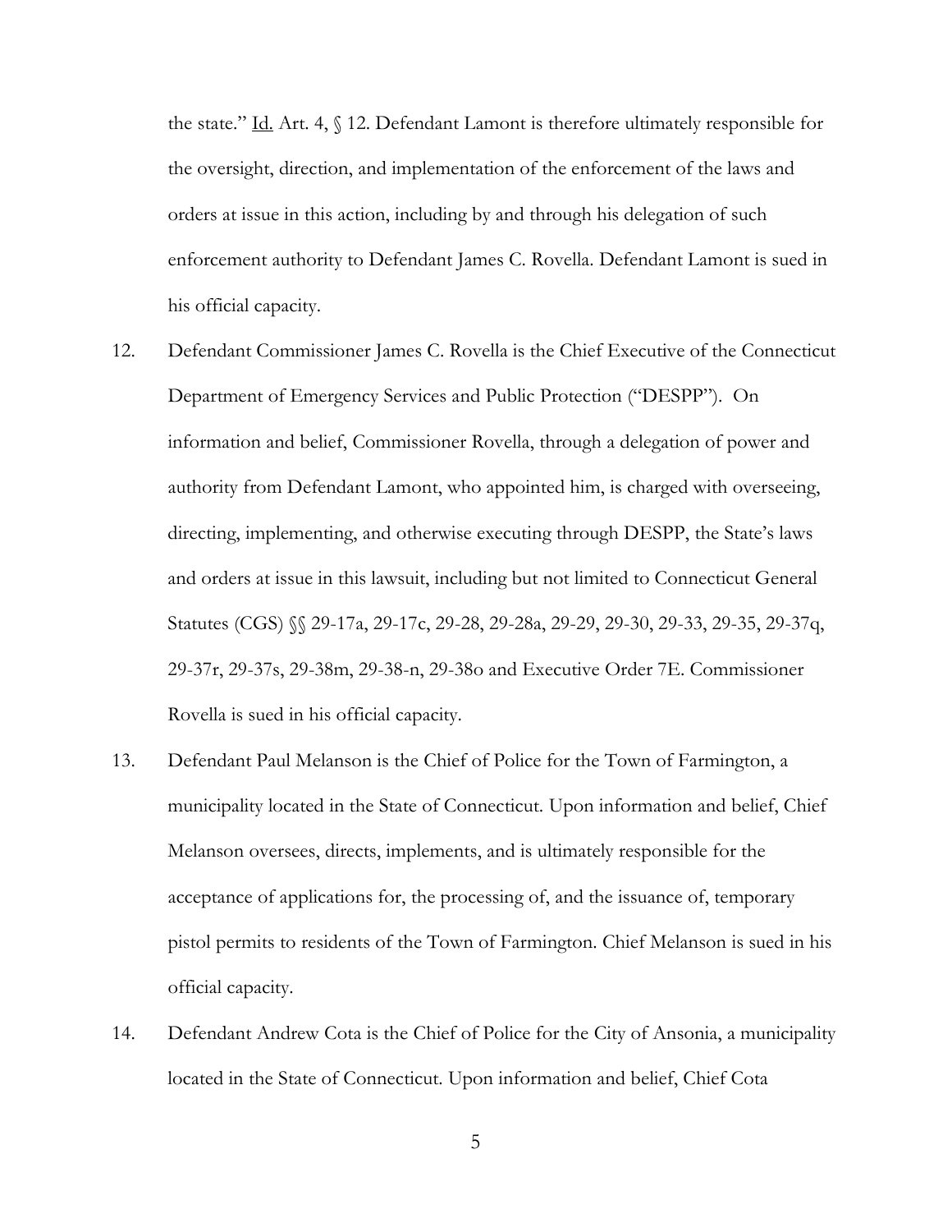the state." Id. Art. 4, § 12. Defendant Lamont is therefore ultimately responsible for the oversight, direction, and implementation of the enforcement of the laws and orders at issue in this action, including by and through his delegation of such enforcement authority to Defendant James C. Rovella. Defendant Lamont is sued in his official capacity.

12. Defendant Commissioner James C. Rovella is the Chief Executive of the Connecticut Department of Emergency Services and Public Protection ("DESPP"). On information and belief, Commissioner Rovella, through a delegation of power and authority from Defendant Lamont, who appointed him, is charged with overseeing, directing, implementing, and otherwise executing through DESPP, the State's laws and orders at issue in this lawsuit, including but not limited to Connecticut General Statutes (CGS) §§ 29-17a, 29-17c, 29-28, 29-28a, 29-29, 29-30, 29-33, 29-35, 29-37q, 29-37r, 29-37s, 29-38m, 29-38-n, 29-38o and Executive Order 7E. Commissioner Rovella is sued in his official capacity.

13. Defendant Paul Melanson is the Chief of Police for the Town of Farmington, a municipality located in the State of Connecticut. Upon information and belief, Chief Melanson oversees, directs, implements, and is ultimately responsible for the acceptance of applications for, the processing of, and the issuance of, temporary pistol permits to residents of the Town of Farmington. Chief Melanson is sued in his official capacity.

14. Defendant Andrew Cota is the Chief of Police for the City of Ansonia, a municipality located in the State of Connecticut. Upon information and belief, Chief Cota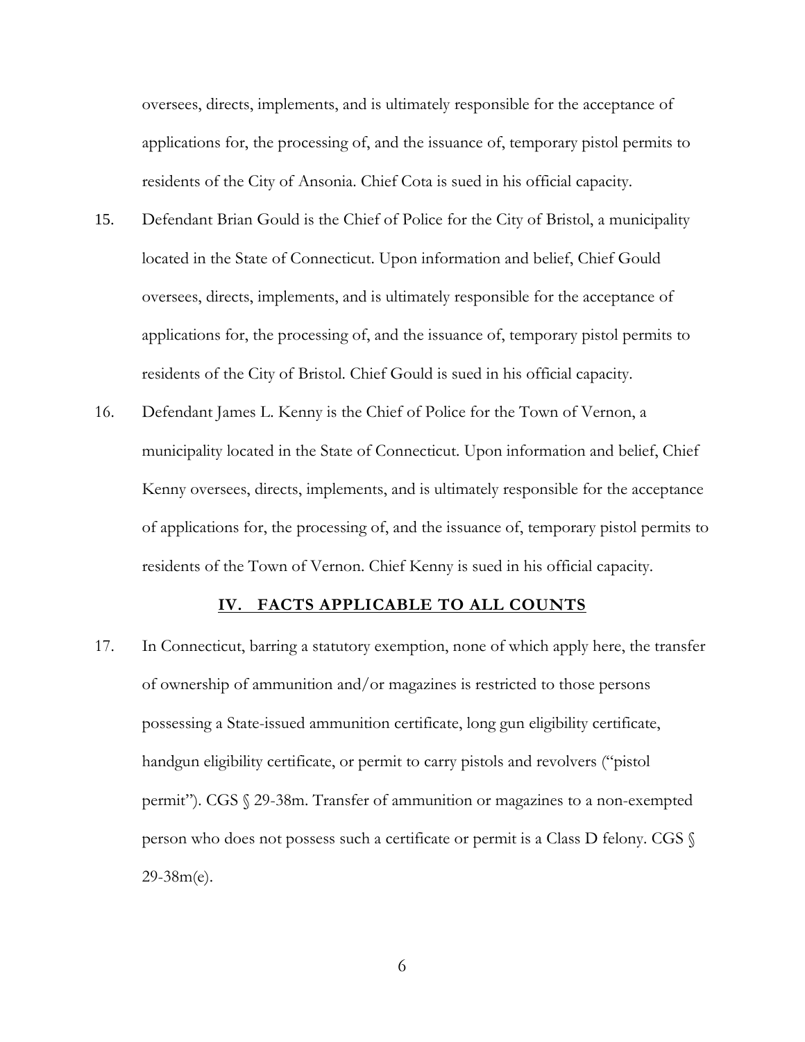oversees, directs, implements, and is ultimately responsible for the acceptance of applications for, the processing of, and the issuance of, temporary pistol permits to residents of the City of Ansonia. Chief Cota is sued in his official capacity.

15. Defendant Brian Gould is the Chief of Police for the City of Bristol, a municipality located in the State of Connecticut. Upon information and belief, Chief Gould oversees, directs, implements, and is ultimately responsible for the acceptance of applications for, the processing of, and the issuance of, temporary pistol permits to residents of the City of Bristol. Chief Gould is sued in his official capacity.

16. Defendant James L. Kenny is the Chief of Police for the Town of Vernon, a municipality located in the State of Connecticut. Upon information and belief, Chief Kenny oversees, directs, implements, and is ultimately responsible for the acceptance of applications for, the processing of, and the issuance of, temporary pistol permits to residents of the Town of Vernon. Chief Kenny is sued in his official capacity.

## IV. FACTS APPLICABLE TO ALL COUNTS

17. In Connecticut, barring a statutory exemption, none of which apply here, the transfer of ownership of ammunition and/or magazines is restricted to those persons possessing a State-issued ammunition certificate, long gun eligibility certificate, handgun eligibility certificate, or permit to carry pistols and revolvers ("pistol permit"). CGS § 29-38m. Transfer of ammunition or magazines to a non-exempted person who does not possess such a certificate or permit is a Class D felony. CGS § 29-38m(e).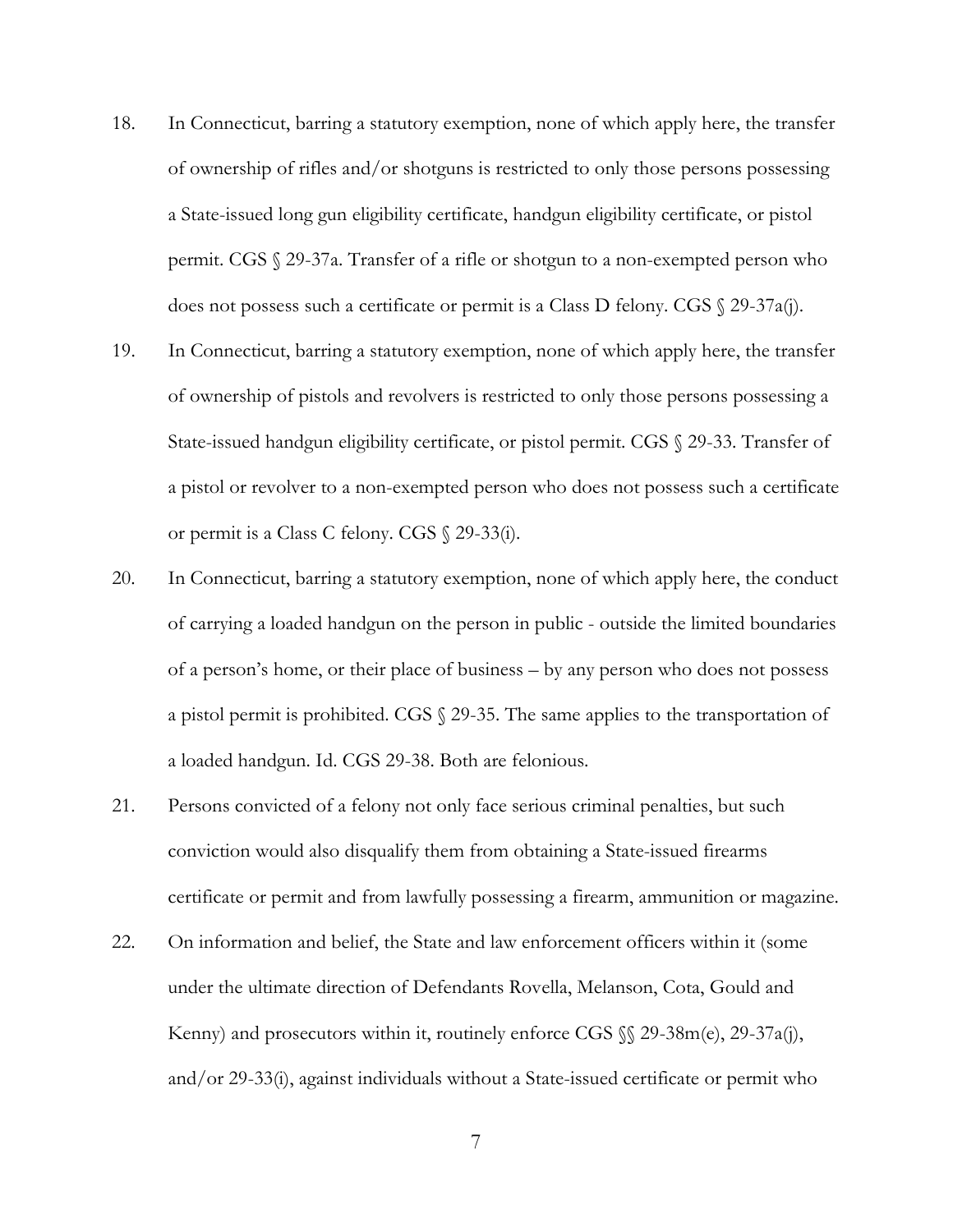18. In Connecticut, barring a statutory exemption, none of which apply here, the transfer of ownership of rifles and/or shotguns is restricted to only those persons possessing a State-issued long gun eligibility certificate, handgun eligibility certificate, or pistol permit. CGS § 29-37a. Transfer of a rifle or shotgun to a non-exempted person who does not possess such a certificate or permit is a Class D felony. CGS § 29-37a(j).

19. In Connecticut, barring a statutory exemption, none of which apply here, the transfer of ownership of pistols and revolvers is restricted to only those persons possessing a State-issued handgun eligibility certificate, or pistol permit. CGS § 29-33. Transfer of a pistol or revolver to a non-exempted person who does not possess such a certificate or permit is a Class C felony. CGS § 29-33(i).

20. In Connecticut, barring a statutory exemption, none of which apply here, the conduct of carrying a loaded handgun on the person in public - outside the limited boundaries of a person's home, or their place of business – by any person who does not possess a pistol permit is prohibited. CGS § 29-35. The same applies to the transportation of a loaded handgun. Id. CGS 29-38. Both are felonious.

21. Persons convicted of a felony not only face serious criminal penalties, but such conviction would also disqualify them from obtaining a State-issued firearms certificate or permit and from lawfully possessing a firearm, ammunition or magazine.

22. On information and belief, the State and law enforcement officers within it (some under the ultimate direction of Defendants Rovella, Melanson, Cota, Gould and Kenny) and prosecutors within it, routinely enforce CGS §§ 29-38m(e), 29-37a(j), and/or 29-33(i), against individuals without a State-issued certificate or permit who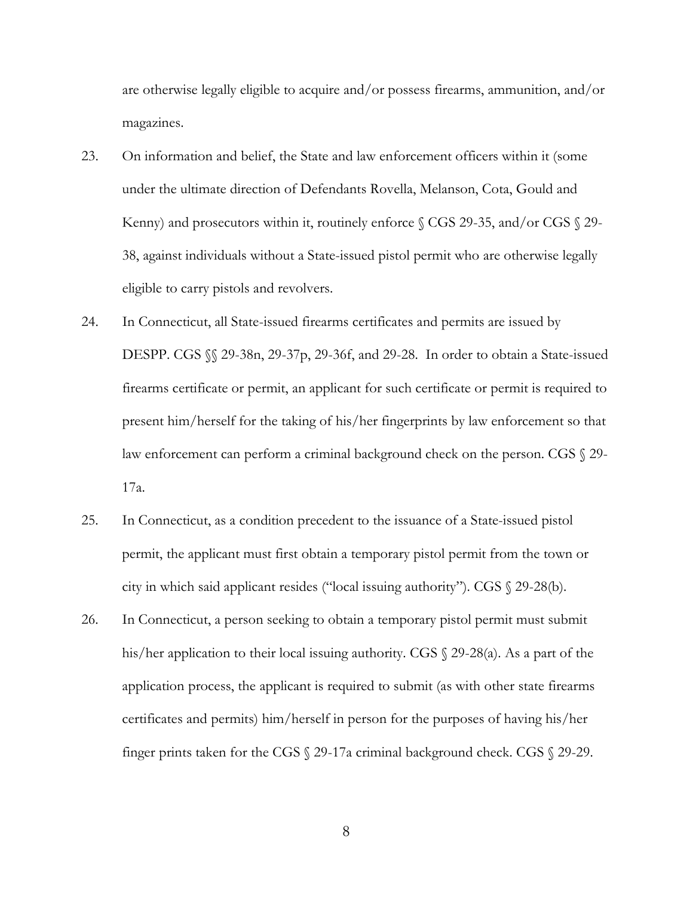are otherwise legally eligible to acquire and/or possess firearms, ammunition, and/or magazines.

23. On information and belief, the State and law enforcement officers within it (some under the ultimate direction of Defendants Rovella, Melanson, Cota, Gould and Kenny) and prosecutors within it, routinely enforce § CGS 29-35, and/or CGS § 29-38, against individuals without a State-issued pistol permit who are otherwise legally eligible to carry pistols and revolvers.

24. In Connecticut, all State-issued firearms certificates and permits are issued by DESPP. CGS §§ 29-38n, 29-37p, 29-36f, and 29-28. In order to obtain a State-issued firearms certificate or permit, an applicant for such certificate or permit is required to present him/herself for the taking of his/her fingerprints by law enforcement so that law enforcement can perform a criminal background check on the person. CGS § 29-17a.

25. In Connecticut, as a condition precedent to the issuance of a State-issued pistol permit, the applicant must first obtain a temporary pistol permit from the town or city in which said applicant resides ("local issuing authority"). CGS § 29-28(b).

26. In Connecticut, a person seeking to obtain a temporary pistol permit must submit his/her application to their local issuing authority. CGS § 29-28(a). As a part of the application process, the applicant is required to submit (as with other state firearms certificates and permits) him/herself in person for the purposes of having his/her finger prints taken for the CGS § 29-17a criminal background check. CGS § 29-29.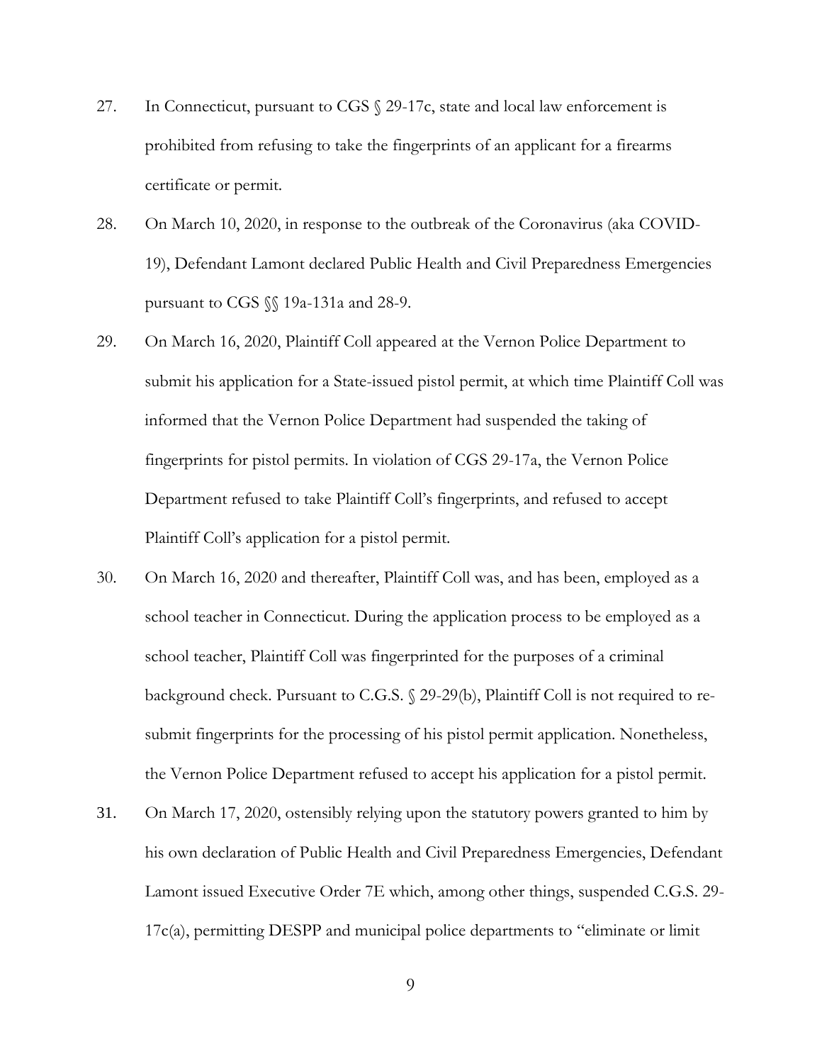27. In Connecticut, pursuant to CGS § 29-17c, state and local law enforcement is prohibited from refusing to take the fingerprints of an applicant for a firearms certificate or permit.

28. On March 10, 2020, in response to the outbreak of the Coronavirus (aka COVID-19), Defendant Lamont declared Public Health and Civil Preparedness Emergencies pursuant to CGS §§ 19a-131a and 28-9.

29. On March 16, 2020, Plaintiff Coll appeared at the Vernon Police Department to submit his application for a State-issued pistol permit, at which time Plaintiff Coll was informed that the Vernon Police Department had suspended the taking of fingerprints for pistol permits. In violation of CGS 29-17a, the Vernon Police Department refused to take Plaintiff Coll's fingerprints, and refused to accept Plaintiff Coll's application for a pistol permit.

30. On March 16, 2020 and thereafter, Plaintiff Coll was, and has been, employed as a school teacher in Connecticut. During the application process to be employed as a school teacher, Plaintiff Coll was fingerprinted for the purposes of a criminal background check. Pursuant to C.G.S. § 29-29(b), Plaintiff Coll is not required to re-submit fingerprints for the processing of his pistol permit application. Nonetheless, the Vernon Police Department refused to accept his application for a pistol permit.

31. On March 17, 2020, ostensibly relying upon the statutory powers granted to him by his own declaration of Public Health and Civil Preparedness Emergencies, Defendant Lamont issued Executive Order 7E which, among other things, suspended C.G.S. 29-17c(a), permitting DESPP and municipal police departments to "eliminate or limit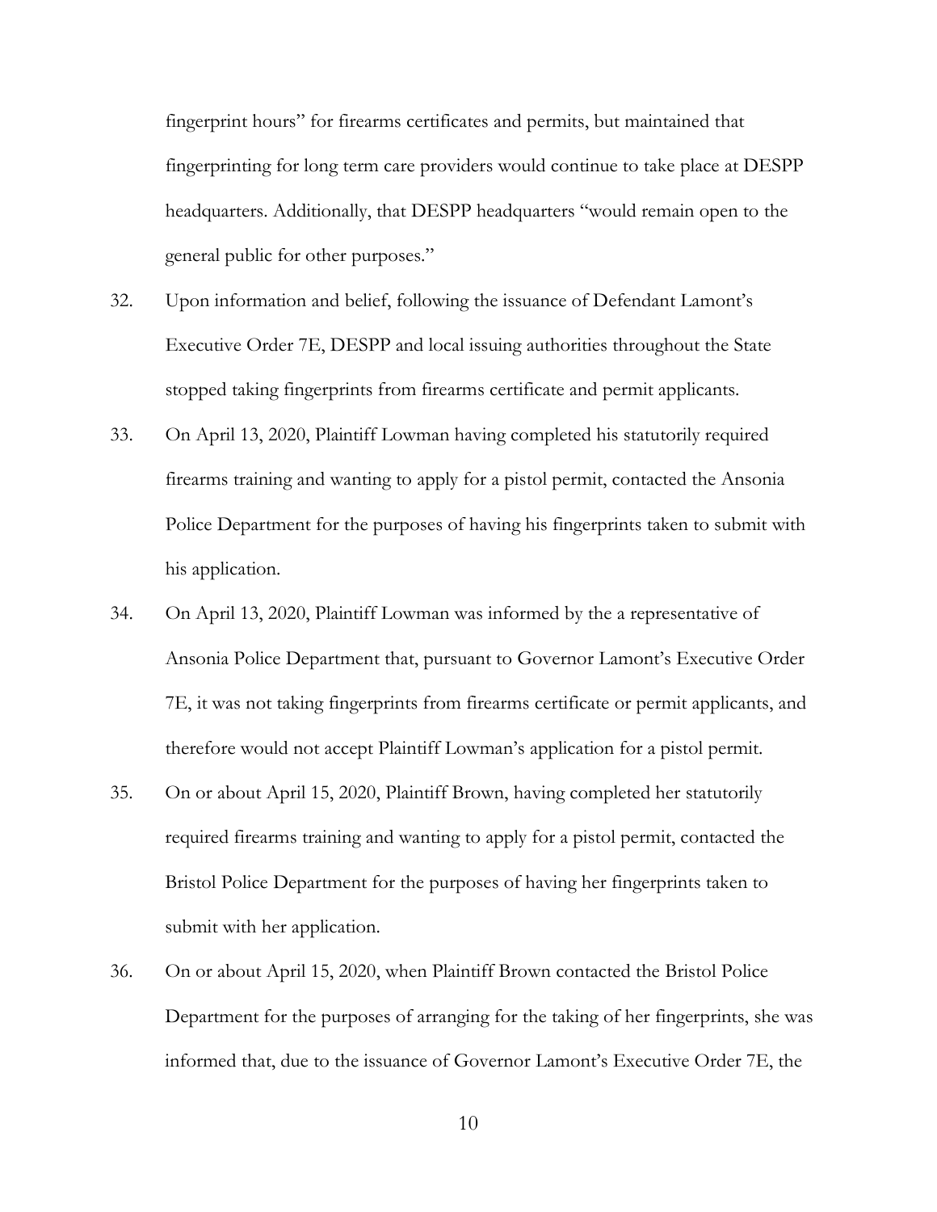fingerprint hours" for firearms certificates and permits, but maintained that fingerprinting for long term care providers would continue to take place at DESPP headquarters. Additionally, that DESPP headquarters "would remain open to the general public for other purposes."

32. Upon information and belief, following the issuance of Defendant Lamont's Executive Order 7E, DESPP and local issuing authorities throughout the State stopped taking fingerprints from firearms certificate and permit applicants.

33. On April 13, 2020, Plaintiff Lowman having completed his statutorily required firearms training and wanting to apply for a pistol permit, contacted the Ansonia Police Department for the purposes of having his fingerprints taken to submit with his application.

34. On April 13, 2020, Plaintiff Lowman was informed by the a representative of Ansonia Police Department that, pursuant to Governor Lamont's Executive Order 7E, it was not taking fingerprints from firearms certificate or permit applicants, and therefore would not accept Plaintiff Lowman's application for a pistol permit.

35. On or about April 15, 2020, Plaintiff Brown, having completed her statutorily required firearms training and wanting to apply for a pistol permit, contacted the Bristol Police Department for the purposes of having her fingerprints taken to submit with her application.

36. On or about April 15, 2020, when Plaintiff Brown contacted the Bristol Police Department for the purposes of arranging for the taking of her fingerprints, she was informed that, due to the issuance of Governor Lamont's Executive Order 7E, the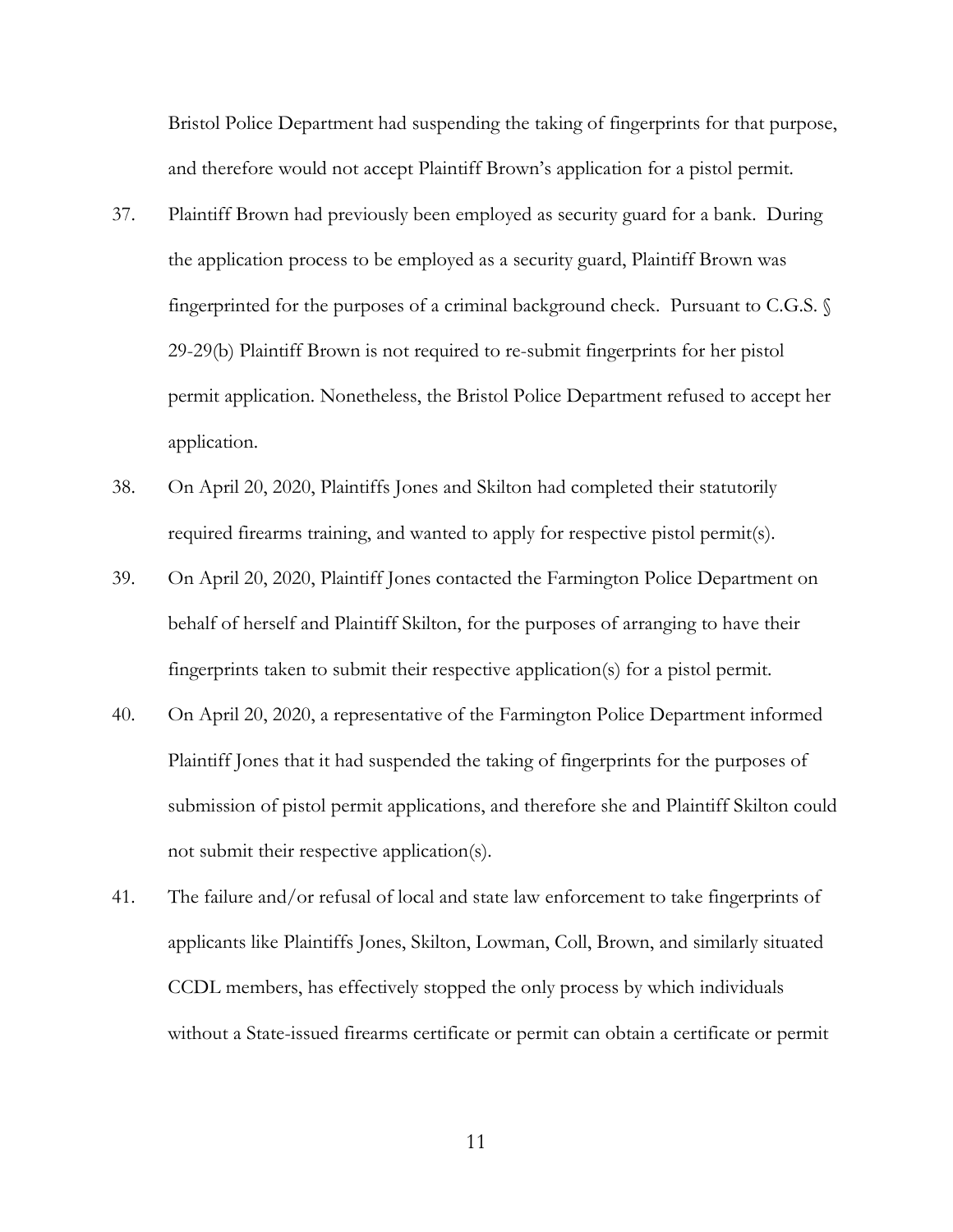Bristol Police Department had suspending the taking of fingerprints for that purpose, and therefore would not accept Plaintiff Brown's application for a pistol permit.

37. Plaintiff Brown had previously been employed as security guard for a bank. During the application process to be employed as a security guard, Plaintiff Brown was fingerprinted for the purposes of a criminal background check. Pursuant to C.G.S. § 29-29(b) Plaintiff Brown is not required to re-submit fingerprints for her pistol permit application. Nonetheless, the Bristol Police Department refused to accept her application.

38. On April 20, 2020, Plaintiffs Jones and Skilton had completed their statutorily required firearms training, and wanted to apply for respective pistol permit(s).

39. On April 20, 2020, Plaintiff Jones contacted the Farmington Police Department on behalf of herself and Plaintiff Skilton, for the purposes of arranging to have their fingerprints taken to submit their respective application(s) for a pistol permit.

40. On April 20, 2020, a representative of the Farmington Police Department informed Plaintiff Jones that it had suspended the taking of fingerprints for the purposes of submission of pistol permit applications, and therefore she and Plaintiff Skilton could not submit their respective application(s).

41. The failure and/or refusal of local and state law enforcement to take fingerprints of applicants like Plaintiffs Jones, Skilton, Lowman, Coll, Brown, and similarly situated CCDL members, has effectively stopped the only process by which individuals without a State-issued firearms certificate or permit can obtain a certificate or permit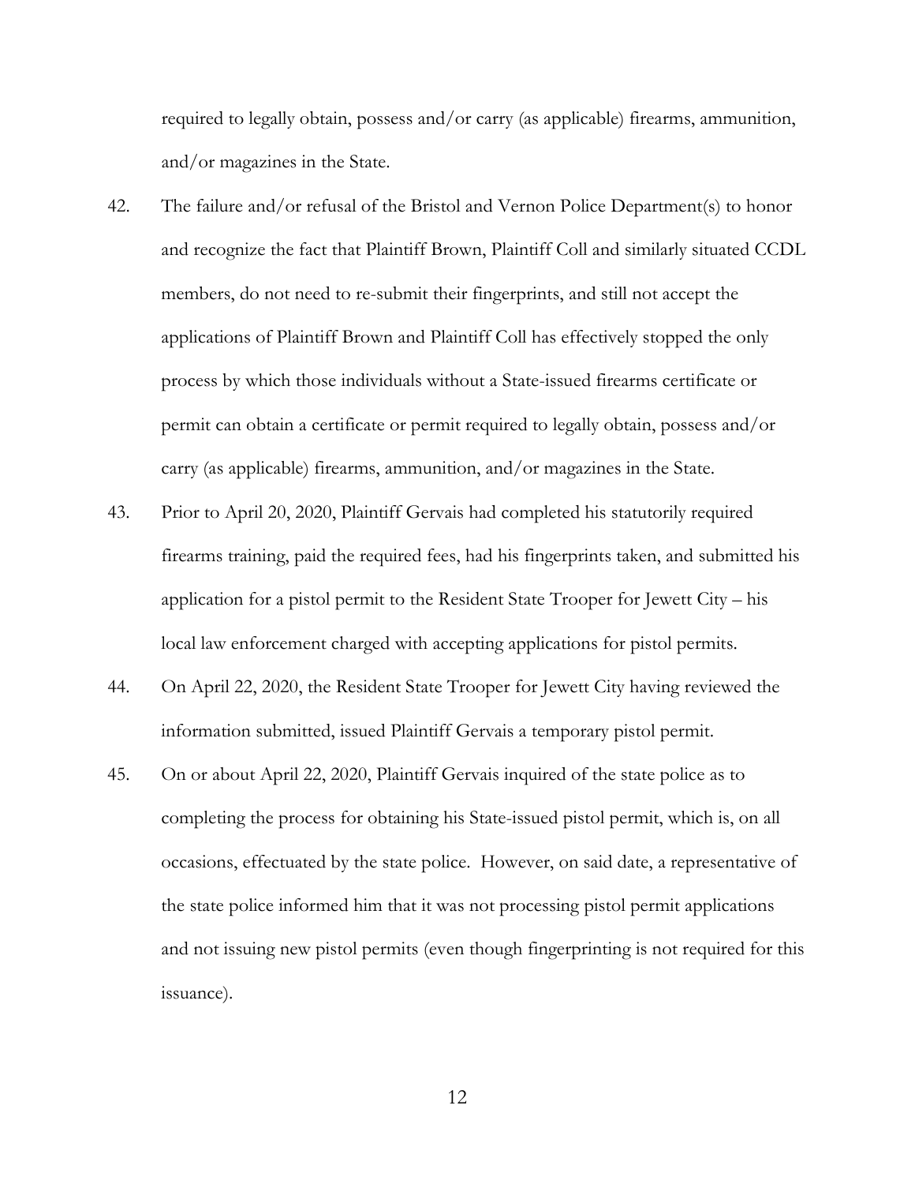required to legally obtain, possess and/or carry (as applicable) firearms, ammunition, and/or magazines in the State.

42. The failure and/or refusal of the Bristol and Vernon Police Department(s) to honor and recognize the fact that Plaintiff Brown, Plaintiff Coll and similarly situated CCDL members, do not need to re-submit their fingerprints, and still not accept the applications of Plaintiff Brown and Plaintiff Coll has effectively stopped the only process by which those individuals without a State-issued firearms certificate or permit can obtain a certificate or permit required to legally obtain, possess and/or carry (as applicable) firearms, ammunition, and/or magazines in the State.

43. Prior to April 20, 2020, Plaintiff Gervais had completed his statutorily required firearms training, paid the required fees, had his fingerprints taken, and submitted his application for a pistol permit to the Resident State Trooper for Jewett City – his local law enforcement charged with accepting applications for pistol permits.

44. On April 22, 2020, the Resident State Trooper for Jewett City having reviewed the information submitted, issued Plaintiff Gervais a temporary pistol permit.

45. On or about April 22, 2020, Plaintiff Gervais inquired of the state police as to completing the process for obtaining his State-issued pistol permit, which is, on all occasions, effectuated by the state police. However, on said date, a representative of the state police informed him that it was not processing pistol permit applications and not issuing new pistol permits (even though fingerprinting is not required for this issuance).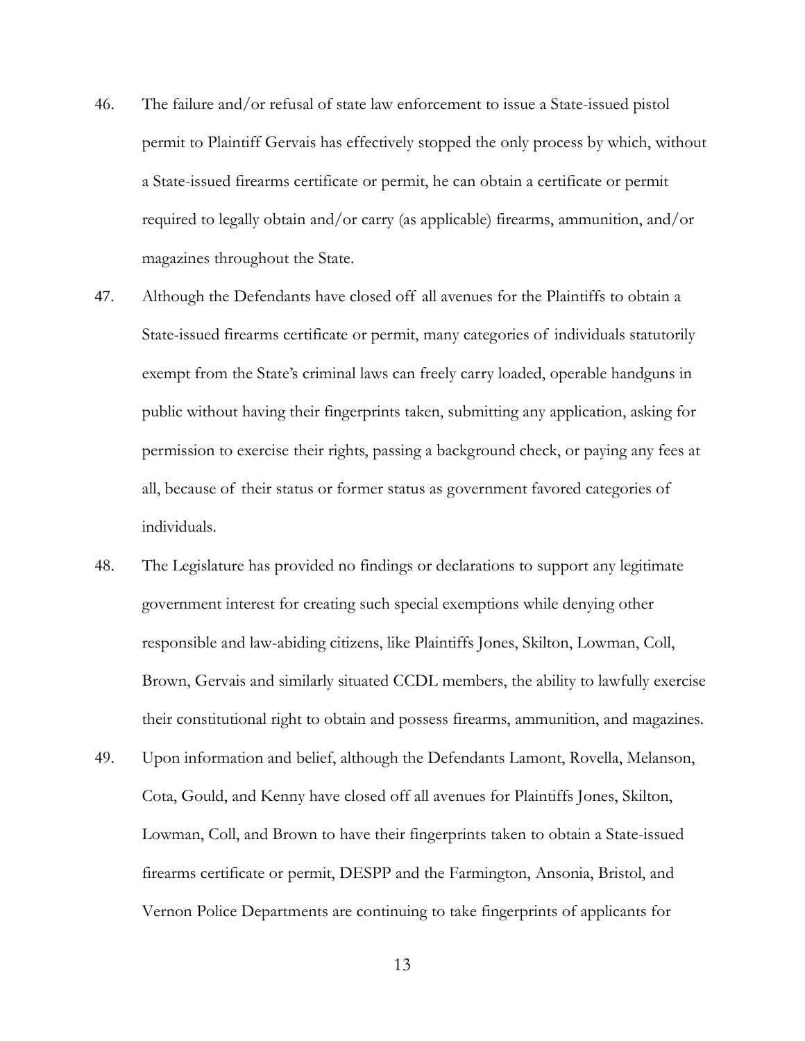46. The failure and/or refusal of state law enforcement to issue a State-issued pistol permit to Plaintiff Gervais has effectively stopped the only process by which, without a State-issued firearms certificate or permit, he can obtain a certificate or permit required to legally obtain and/or carry (as applicable) firearms, ammunition, and/or magazines throughout the State.

47. Although the Defendants have closed off all avenues for the Plaintiffs to obtain a State-issued firearms certificate or permit, many categories of individuals statutorily exempt from the State's criminal laws can freely carry loaded, operable handguns in public without having their fingerprints taken, submitting any application, asking for permission to exercise their rights, passing a background check, or paying any fees at all, because of their status or former status as government favored categories of individuals.

48. The Legislature has provided no findings or declarations to support any legitimate government interest for creating such special exemptions while denying other responsible and law-abiding citizens, like Plaintiffs Jones, Skilton, Lowman, Coll, Brown, Gervais and similarly situated CCDL members, the ability to lawfully exercise their constitutional right to obtain and possess firearms, ammunition, and magazines.

49. Upon information and belief, although the Defendants Lamont, Rovella, Melanson, Cota, Gould, and Kenny have closed off all avenues for Plaintiffs Jones, Skilton, Lowman, Coll, and Brown to have their fingerprints taken to obtain a State-issued firearms certificate or permit, DESPP and the Farmington, Ansonia, Bristol, and Vernon Police Departments are continuing to take fingerprints of applicants for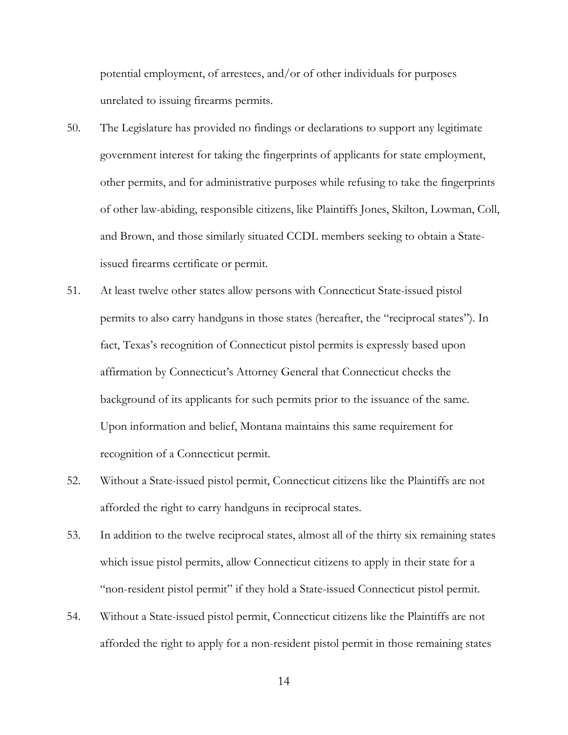potential employment, of arrestees, and/or of other individuals for purposes unrelated to issuing firearms permits.

50. The Legislature has provided no findings or declarations to support any legitimate government interest for taking the fingerprints of applicants for state employment, other permits, and for administrative purposes while refusing to take the fingerprints of other law-abiding, responsible citizens, like Plaintiffs Jones, Skilton, Lowman, Coll, and Brown, and those similarly situated CCDL members seeking to obtain a State-issued firearms certificate or permit.

51. At least twelve other states allow persons with Connecticut State-issued pistol permits to also carry handguns in those states (hereafter, the "reciprocal states"). In fact, Texas's recognition of Connecticut pistol permits is expressly based upon affirmation by Connecticut's Attorney General that Connecticut checks the background of its applicants for such permits prior to the issuance of the same. Upon information and belief, Montana maintains this same requirement for recognition of a Connecticut permit.

52. Without a State-issued pistol permit, Connecticut citizens like the Plaintiffs are not afforded the right to carry handguns in reciprocal states.

53. In addition to the twelve reciprocal states, almost all of the thirty six remaining states which issue pistol permits, allow Connecticut citizens to apply in their state for a "non-resident pistol permit" if they hold a State-issued Connecticut pistol permit.

54. Without a State-issued pistol permit, Connecticut citizens like the Plaintiffs are not afforded the right to apply for a non-resident pistol permit in those remaining states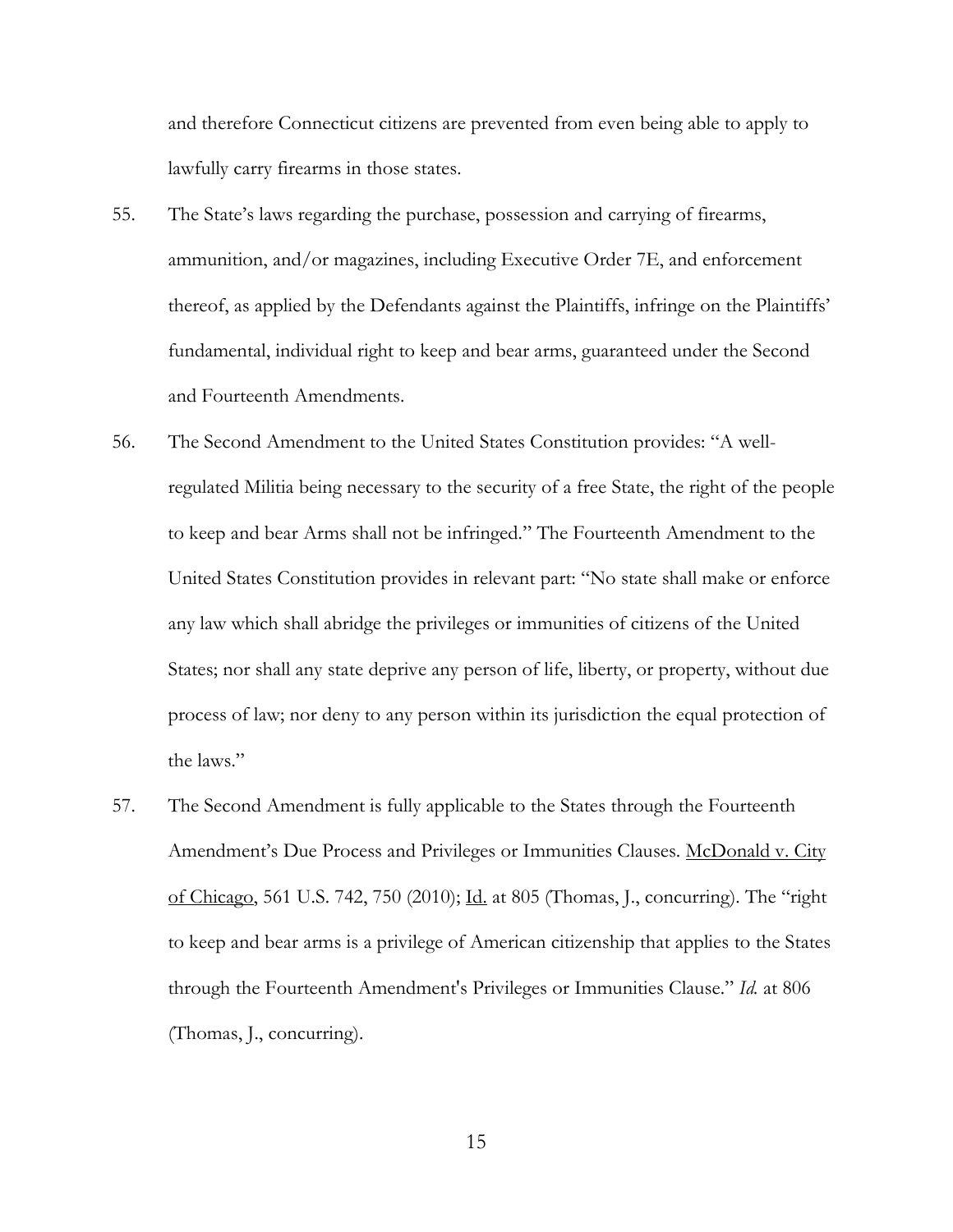and therefore Connecticut citizens are prevented from even being able to apply to lawfully carry firearms in those states.

55. The State's laws regarding the purchase, possession and carrying of firearms, ammunition, and/or magazines, including Executive Order 7E, and enforcement thereof, as applied by the Defendants against the Plaintiffs, infringe on the Plaintiffs' fundamental, individual right to keep and bear arms, guaranteed under the Second and Fourteenth Amendments.

56. The Second Amendment to the United States Constitution provides: "A well-regulated Militia being necessary to the security of a free State, the right of the people to keep and bear Arms shall not be infringed." The Fourteenth Amendment to the United States Constitution provides in relevant part: "No state shall make or enforce any law which shall abridge the privileges or immunities of citizens of the United States; nor shall any state deprive any person of life, liberty, or property, without due process of law; nor deny to any person within its jurisdiction the equal protection of the laws."

57. The Second Amendment is fully applicable to the States through the Fourteenth Amendment's Due Process and Privileges or Immunities Clauses. McDonald v. City of Chicago, 561 U.S. 742, 750 (2010); Id. at 805 (Thomas, J., concurring). The "right to keep and bear arms is a privilege of American citizenship that applies to the States through the Fourteenth Amendment's Privileges or Immunities Clause." *Id.* at 806 (Thomas, J., concurring).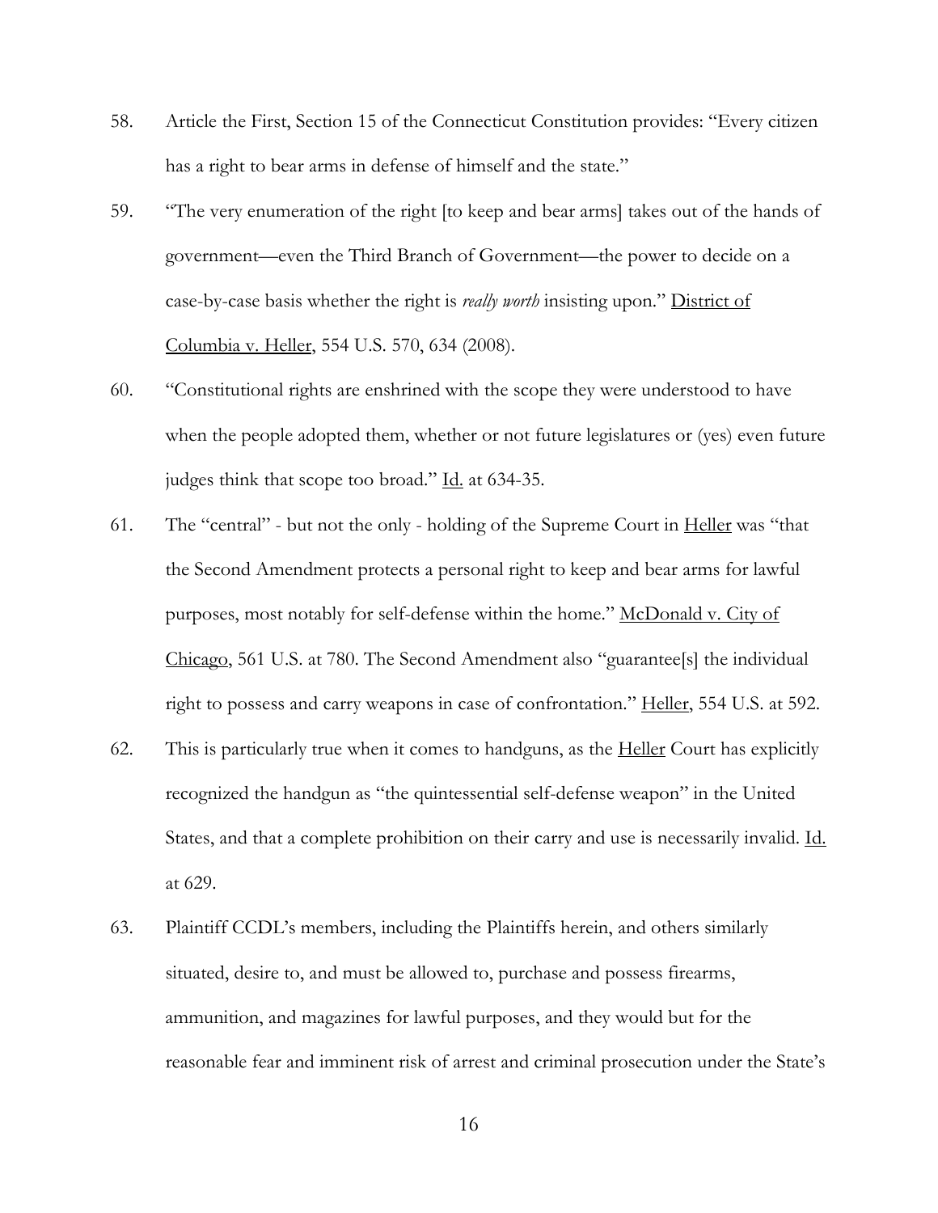58. Article the First, Section 15 of the Connecticut Constitution provides: "Every citizen has a right to bear arms in defense of himself and the state."

59. "The very enumeration of the right [to keep and bear arms] takes out of the hands of government—even the Third Branch of Government—the power to decide on a case-by-case basis whether the right is *really worth* insisting upon." District of Columbia v. Heller, 554 U.S. 570, 634 (2008).

60. "Constitutional rights are enshrined with the scope they were understood to have when the people adopted them, whether or not future legislatures or (yes) even future judges think that scope too broad." Id. at 634-35.

61. The "central" - but not the only - holding of the Supreme Court in Heller was "that the Second Amendment protects a personal right to keep and bear arms for lawful purposes, most notably for self-defense within the home." McDonald v. City of Chicago, 561 U.S. at 780. The Second Amendment also "guarantee[s] the individual right to possess and carry weapons in case of confrontation." Heller, 554 U.S. at 592.

62. This is particularly true when it comes to handguns, as the Heller Court has explicitly recognized the handgun as "the quintessential self-defense weapon" in the United States, and that a complete prohibition on their carry and use is necessarily invalid. Id. at 629.

63. Plaintiff CCDL's members, including the Plaintiffs herein, and others similarly situated, desire to, and must be allowed to, purchase and possess firearms, ammunition, and magazines for lawful purposes, and they would but for the reasonable fear and imminent risk of arrest and criminal prosecution under the State's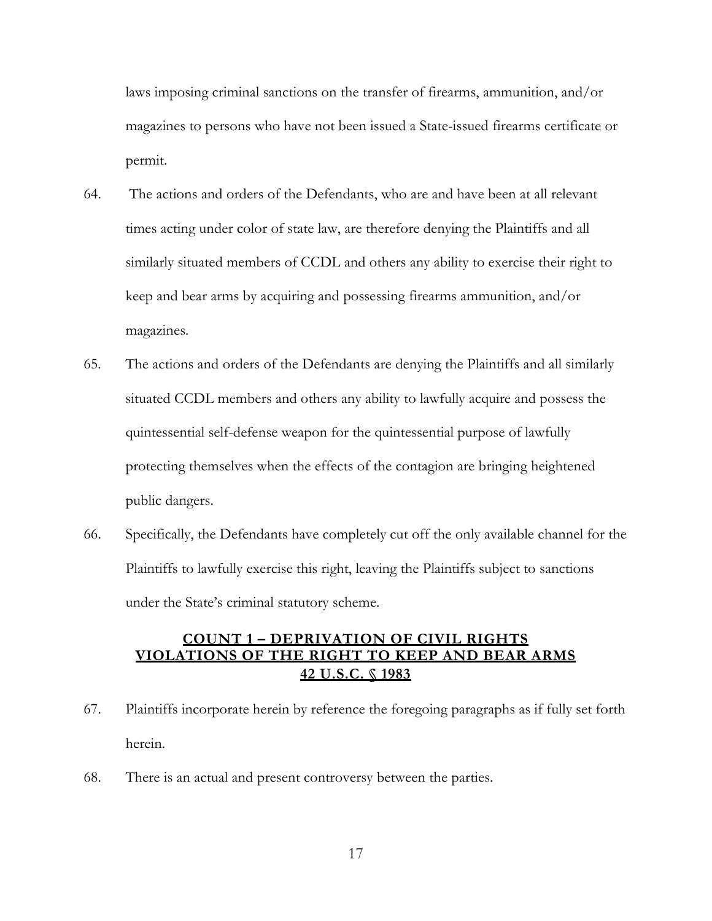laws imposing criminal sanctions on the transfer of firearms, ammunition, and/or magazines to persons who have not been issued a State-issued firearms certificate or permit.

64. The actions and orders of the Defendants, who are and have been at all relevant times acting under color of state law, are therefore denying the Plaintiffs and all similarly situated members of CCDL and others any ability to exercise their right to keep and bear arms by acquiring and possessing firearms ammunition, and/or magazines.

65. The actions and orders of the Defendants are denying the Plaintiffs and all similarly situated CCDL members and others any ability to lawfully acquire and possess the quintessential self-defense weapon for the quintessential purpose of lawfully protecting themselves when the effects of the contagion are bringing heightened public dangers.

66. Specifically, the Defendants have completely cut off the only available channel for the Plaintiffs to lawfully exercise this right, leaving the Plaintiffs subject to sanctions under the State's criminal statutory scheme.

## COUNT 1 – DEPRIVATION OF CIVIL RIGHTS VIOLATIONS OF THE RIGHT TO KEEP AND BEAR ARMS 42 U.S.C. § 1983

67. Plaintiffs incorporate herein by reference the foregoing paragraphs as if fully set forth herein.

68. There is an actual and present controversy between the parties.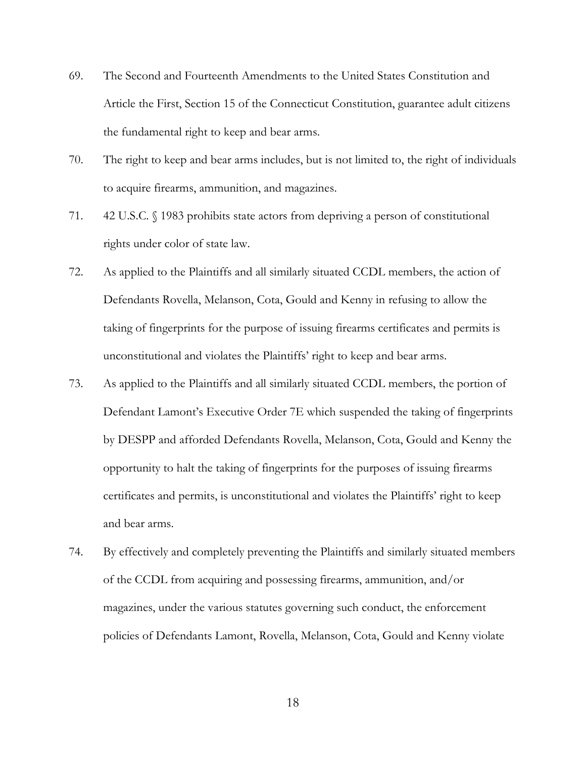69. The Second and Fourteenth Amendments to the United States Constitution and Article the First, Section 15 of the Connecticut Constitution, guarantee adult citizens the fundamental right to keep and bear arms.

70. The right to keep and bear arms includes, but is not limited to, the right of individuals to acquire firearms, ammunition, and magazines.

71. 42 U.S.C. § 1983 prohibits state actors from depriving a person of constitutional rights under color of state law.

72. As applied to the Plaintiffs and all similarly situated CCDL members, the action of Defendants Rovella, Melanson, Cota, Gould and Kenny in refusing to allow the taking of fingerprints for the purpose of issuing firearms certificates and permits is unconstitutional and violates the Plaintiffs' right to keep and bear arms.

73. As applied to the Plaintiffs and all similarly situated CCDL members, the portion of Defendant Lamont's Executive Order 7E which suspended the taking of fingerprints by DESPP and afforded Defendants Rovella, Melanson, Cota, Gould and Kenny the opportunity to halt the taking of fingerprints for the purposes of issuing firearms certificates and permits, is unconstitutional and violates the Plaintiffs' right to keep and bear arms.

74. By effectively and completely preventing the Plaintiffs and similarly situated members of the CCDL from acquiring and possessing firearms, ammunition, and/or magazines, under the various statutes governing such conduct, the enforcement policies of Defendants Lamont, Rovella, Melanson, Cota, Gould and Kenny violate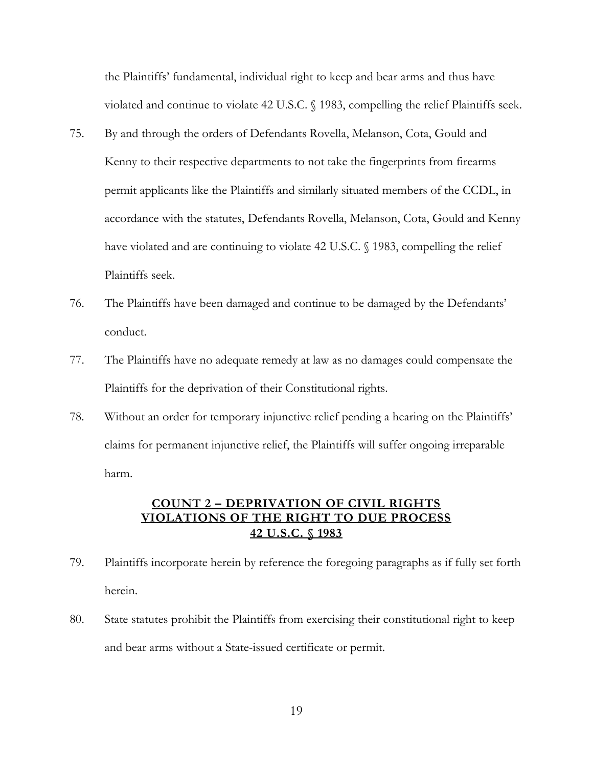the Plaintiffs' fundamental, individual right to keep and bear arms and thus have violated and continue to violate 42 U.S.C. § 1983, compelling the relief Plaintiffs seek.

75. By and through the orders of Defendants Rovella, Melanson, Cota, Gould and Kenny to their respective departments to not take the fingerprints from firearms permit applicants like the Plaintiffs and similarly situated members of the CCDL, in accordance with the statutes, Defendants Rovella, Melanson, Cota, Gould and Kenny have violated and are continuing to violate 42 U.S.C. § 1983, compelling the relief Plaintiffs seek.

76. The Plaintiffs have been damaged and continue to be damaged by the Defendants' conduct.

77. The Plaintiffs have no adequate remedy at law as no damages could compensate the Plaintiffs for the deprivation of their Constitutional rights.

78. Without an order for temporary injunctive relief pending a hearing on the Plaintiffs' claims for permanent injunctive relief, the Plaintiffs will suffer ongoing irreparable harm.

## COUNT 2 – DEPRIVATION OF CIVIL RIGHTS VIOLATIONS OF THE RIGHT TO DUE PROCESS 42 U.S.C. § 1983

79. Plaintiffs incorporate herein by reference the foregoing paragraphs as if fully set forth herein.

80. State statutes prohibit the Plaintiffs from exercising their constitutional right to keep and bear arms without a State-issued certificate or permit.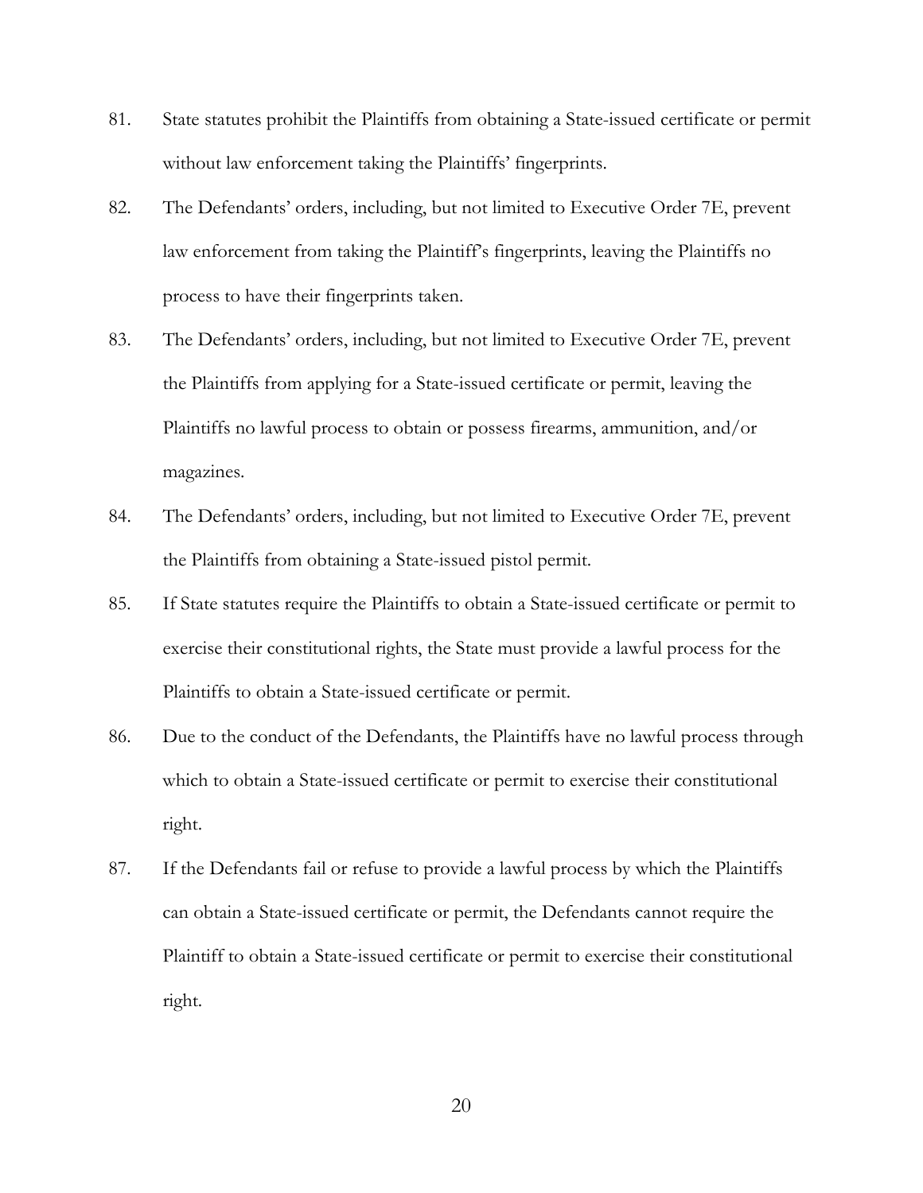81. State statutes prohibit the Plaintiffs from obtaining a State-issued certificate or permit without law enforcement taking the Plaintiffs' fingerprints.

82. The Defendants' orders, including, but not limited to Executive Order 7E, prevent law enforcement from taking the Plaintiff's fingerprints, leaving the Plaintiffs no process to have their fingerprints taken.

83. The Defendants' orders, including, but not limited to Executive Order 7E, prevent the Plaintiffs from applying for a State-issued certificate or permit, leaving the Plaintiffs no lawful process to obtain or possess firearms, ammunition, and/or magazines.

84. The Defendants' orders, including, but not limited to Executive Order 7E, prevent the Plaintiffs from obtaining a State-issued pistol permit.

85. If State statutes require the Plaintiffs to obtain a State-issued certificate or permit to exercise their constitutional rights, the State must provide a lawful process for the Plaintiffs to obtain a State-issued certificate or permit.

86. Due to the conduct of the Defendants, the Plaintiffs have no lawful process through which to obtain a State-issued certificate or permit to exercise their constitutional right.

87. If the Defendants fail or refuse to provide a lawful process by which the Plaintiffs can obtain a State-issued certificate or permit, the Defendants cannot require the Plaintiff to obtain a State-issued certificate or permit to exercise their constitutional right.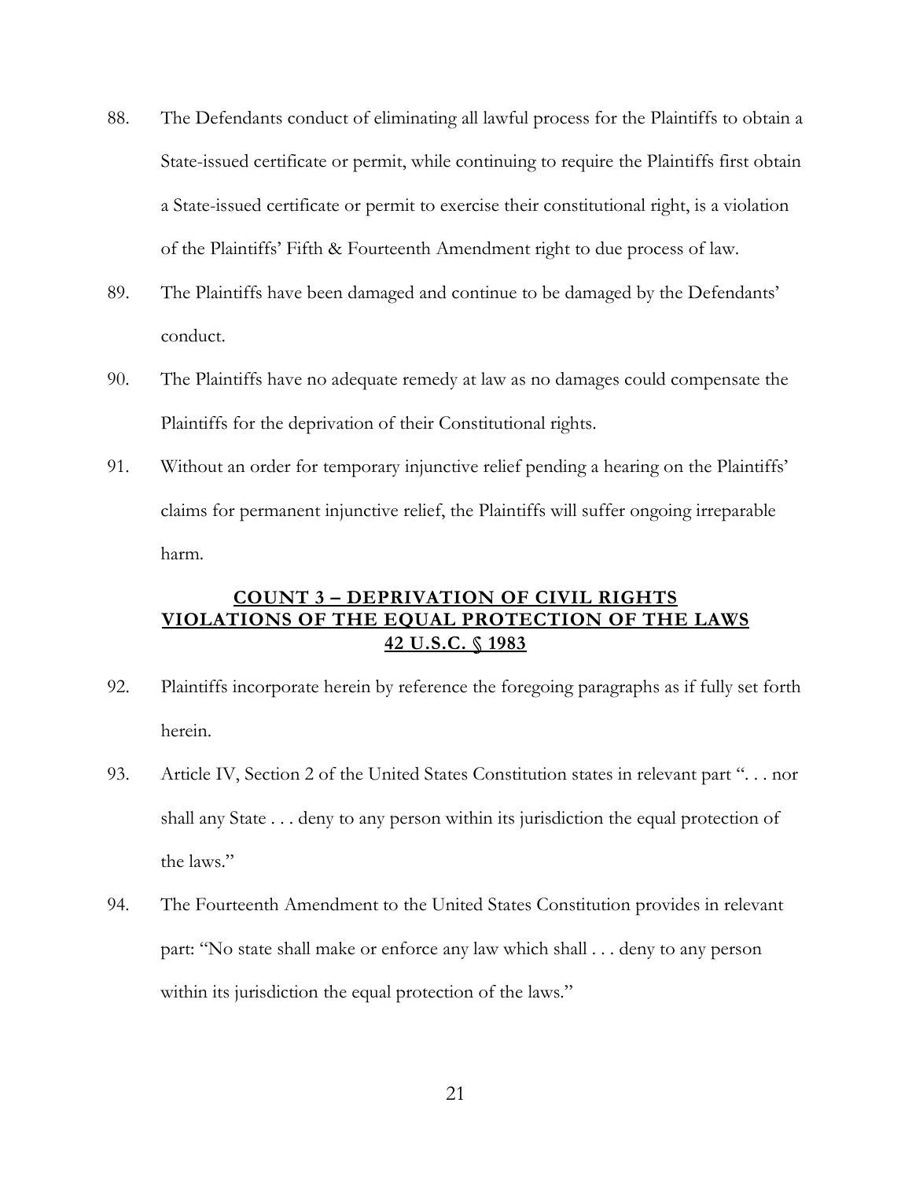88. The Defendants conduct of eliminating all lawful process for the Plaintiffs to obtain a State-issued certificate or permit, while continuing to require the Plaintiffs first obtain a State-issued certificate or permit to exercise their constitutional right, is a violation of the Plaintiffs' Fifth & Fourteenth Amendment right to due process of law.

89. The Plaintiffs have been damaged and continue to be damaged by the Defendants' conduct.

90. The Plaintiffs have no adequate remedy at law as no damages could compensate the Plaintiffs for the deprivation of their Constitutional rights.

91. Without an order for temporary injunctive relief pending a hearing on the Plaintiffs' claims for permanent injunctive relief, the Plaintiffs will suffer ongoing irreparable harm.

## COUNT 3 – DEPRIVATION OF CIVIL RIGHTS VIOLATIONS OF THE EQUAL PROTECTION OF THE LAWS 42 U.S.C. § 1983

92. Plaintiffs incorporate herein by reference the foregoing paragraphs as if fully set forth herein.

93. Article IV, Section 2 of the United States Constitution states in relevant part ". . . nor shall any State . . . deny to any person within its jurisdiction the equal protection of the laws."

94. The Fourteenth Amendment to the United States Constitution provides in relevant part: "No state shall make or enforce any law which shall . . . deny to any person within its jurisdiction the equal protection of the laws."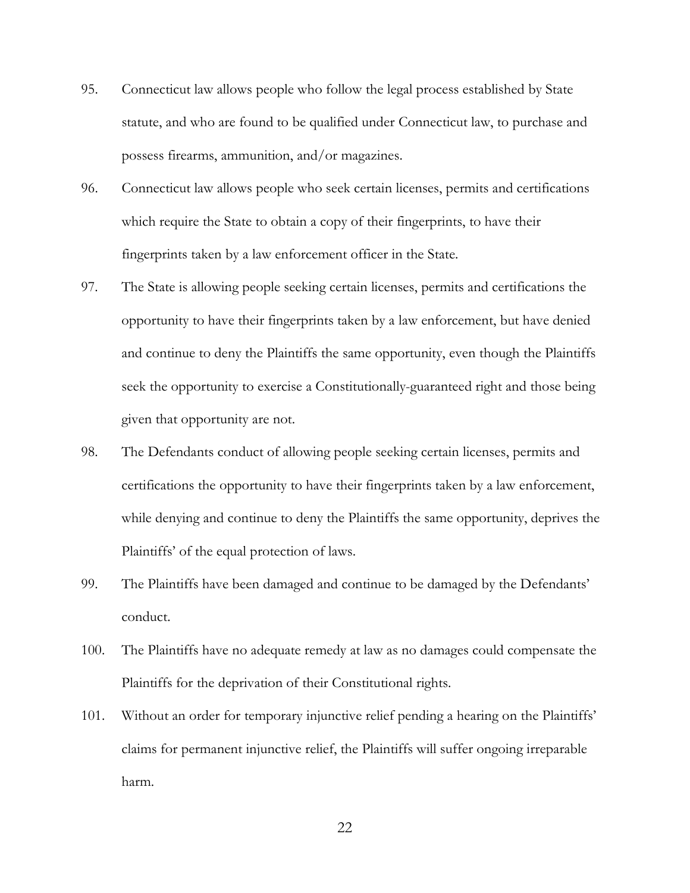95. Connecticut law allows people who follow the legal process established by State statute, and who are found to be qualified under Connecticut law, to purchase and possess firearms, ammunition, and/or magazines.

96. Connecticut law allows people who seek certain licenses, permits and certifications which require the State to obtain a copy of their fingerprints, to have their fingerprints taken by a law enforcement officer in the State.

97. The State is allowing people seeking certain licenses, permits and certifications the opportunity to have their fingerprints taken by a law enforcement, but have denied and continue to deny the Plaintiffs the same opportunity, even though the Plaintiffs seek the opportunity to exercise a Constitutionally-guaranteed right and those being given that opportunity are not.

98. The Defendants conduct of allowing people seeking certain licenses, permits and certifications the opportunity to have their fingerprints taken by a law enforcement, while denying and continue to deny the Plaintiffs the same opportunity, deprives the Plaintiffs' of the equal protection of laws.

99. The Plaintiffs have been damaged and continue to be damaged by the Defendants' conduct.

100. The Plaintiffs have no adequate remedy at law as no damages could compensate the Plaintiffs for the deprivation of their Constitutional rights.

101. Without an order for temporary injunctive relief pending a hearing on the Plaintiffs' claims for permanent injunctive relief, the Plaintiffs will suffer ongoing irreparable harm.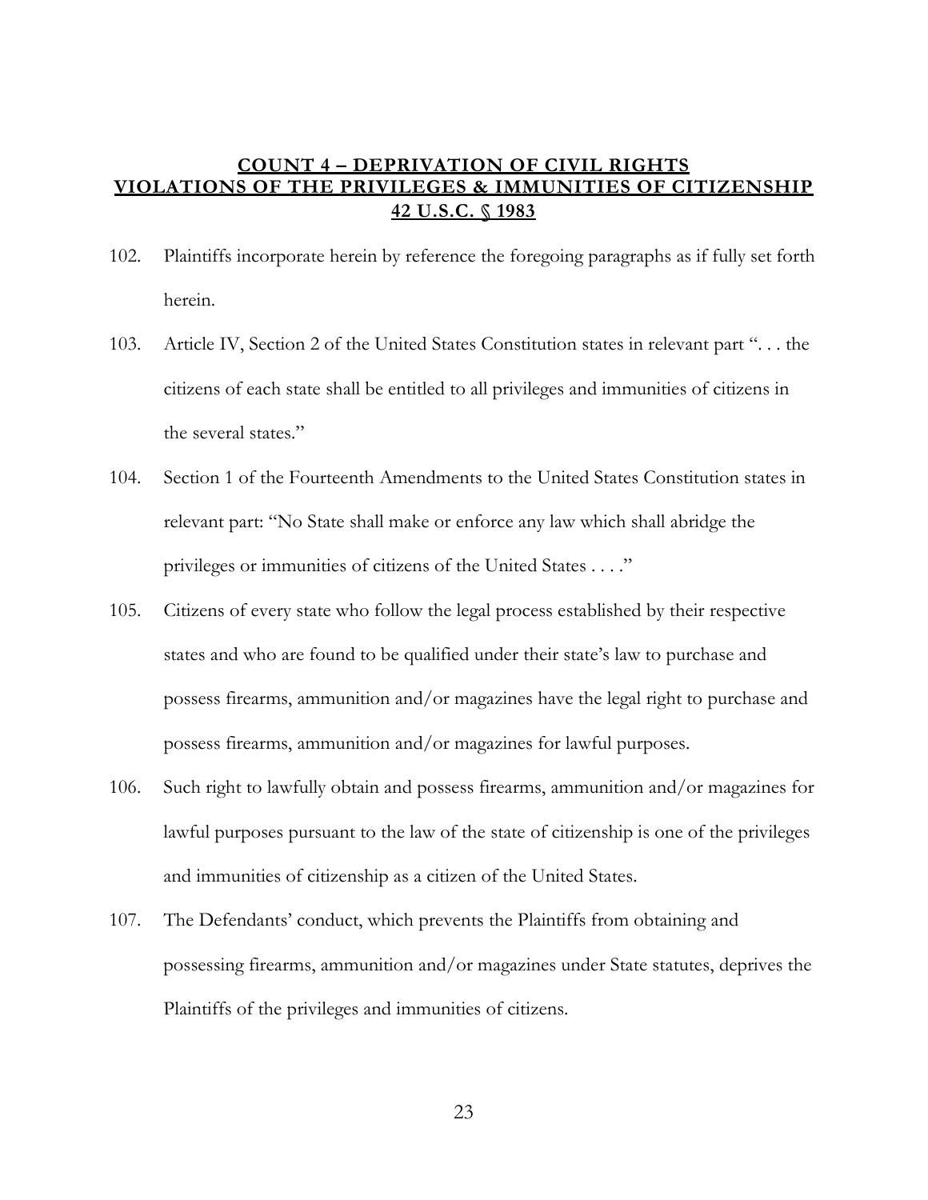**COUNT 4 – DEPRIVATION OF CIVIL RIGHTS**
**VIOLATIONS OF THE PRIVILEGES & IMMUNITIES OF CITIZENSHIP**
**42 U.S.C. § 1983**

102. Plaintiffs incorporate herein by reference the foregoing paragraphs as if fully set forth herein.

103. Article IV, Section 2 of the United States Constitution states in relevant part ". . . the citizens of each state shall be entitled to all privileges and immunities of citizens in the several states."

104. Section 1 of the Fourteenth Amendments to the United States Constitution states in relevant part: "No State shall make or enforce any law which shall abridge the privileges or immunities of citizens of the United States . . . ."

105. Citizens of every state who follow the legal process established by their respective states and who are found to be qualified under their state's law to purchase and possess firearms, ammunition and/or magazines have the legal right to purchase and possess firearms, ammunition and/or magazines for lawful purposes.

106. Such right to lawfully obtain and possess firearms, ammunition and/or magazines for lawful purposes pursuant to the law of the state of citizenship is one of the privileges and immunities of citizenship as a citizen of the United States.

107. The Defendants' conduct, which prevents the Plaintiffs from obtaining and possessing firearms, ammunition and/or magazines under State statutes, deprives the Plaintiffs of the privileges and immunities of citizens.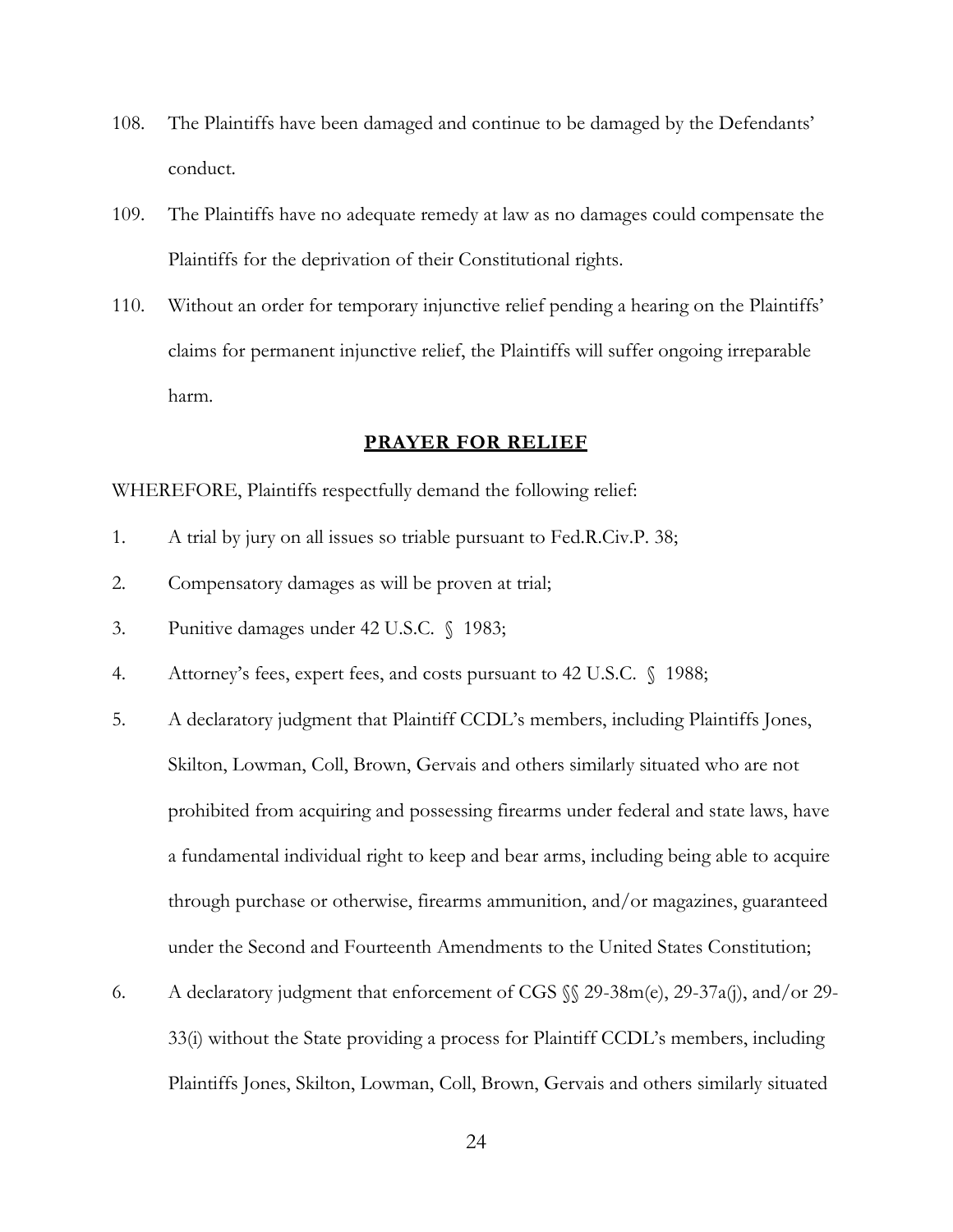108. The Plaintiffs have been damaged and continue to be damaged by the Defendants' conduct.

109. The Plaintiffs have no adequate remedy at law as no damages could compensate the Plaintiffs for the deprivation of their Constitutional rights.

110. Without an order for temporary injunctive relief pending a hearing on the Plaintiffs' claims for permanent injunctive relief, the Plaintiffs will suffer ongoing irreparable harm.

## PRAYER FOR RELIEF

WHEREFORE, Plaintiffs respectfully demand the following relief:

1. A trial by jury on all issues so triable pursuant to Fed.R.Civ.P. 38;

2. Compensatory damages as will be proven at trial;

3. Punitive damages under 42 U.S.C. § 1983;

4. Attorney's fees, expert fees, and costs pursuant to 42 U.S.C. § 1988;

5. A declaratory judgment that Plaintiff CCDL's members, including Plaintiffs Jones, Skilton, Lowman, Coll, Brown, Gervais and others similarly situated who are not prohibited from acquiring and possessing firearms under federal and state laws, have a fundamental individual right to keep and bear arms, including being able to acquire through purchase or otherwise, firearms ammunition, and/or magazines, guaranteed under the Second and Fourteenth Amendments to the United States Constitution;

6. A declaratory judgment that enforcement of CGS §§ 29-38m(e), 29-37a(j), and/or 29-33(i) without the State providing a process for Plaintiff CCDL's members, including Plaintiffs Jones, Skilton, Lowman, Coll, Brown, Gervais and others similarly situated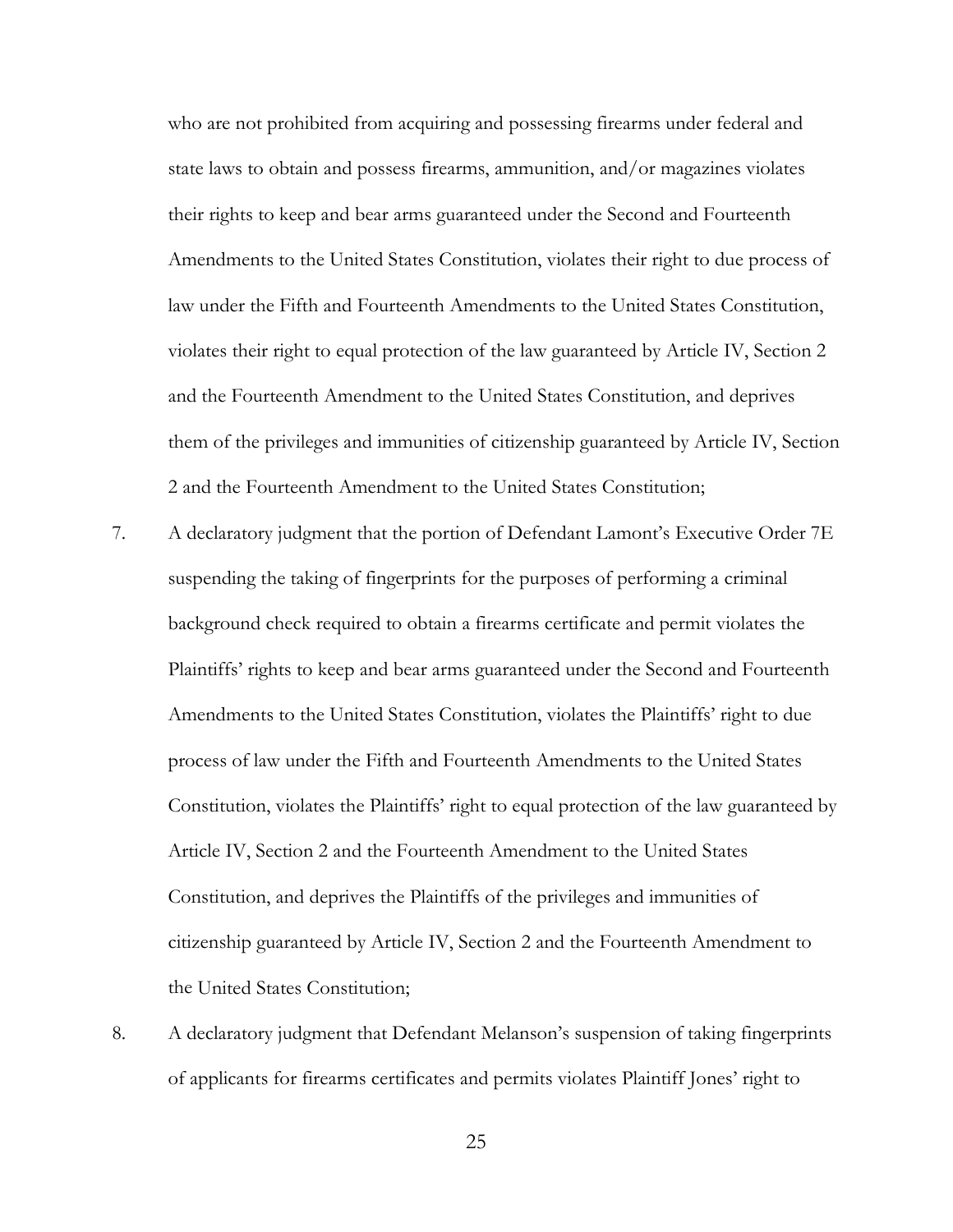who are not prohibited from acquiring and possessing firearms under federal and state laws to obtain and possess firearms, ammunition, and/or magazines violates their rights to keep and bear arms guaranteed under the Second and Fourteenth Amendments to the United States Constitution, violates their right to due process of law under the Fifth and Fourteenth Amendments to the United States Constitution, violates their right to equal protection of the law guaranteed by Article IV, Section 2 and the Fourteenth Amendment to the United States Constitution, and deprives them of the privileges and immunities of citizenship guaranteed by Article IV, Section 2 and the Fourteenth Amendment to the United States Constitution;

7. A declaratory judgment that the portion of Defendant Lamont's Executive Order 7E suspending the taking of fingerprints for the purposes of performing a criminal background check required to obtain a firearms certificate and permit violates the Plaintiffs' rights to keep and bear arms guaranteed under the Second and Fourteenth Amendments to the United States Constitution, violates the Plaintiffs' right to due process of law under the Fifth and Fourteenth Amendments to the United States Constitution, violates the Plaintiffs' right to equal protection of the law guaranteed by Article IV, Section 2 and the Fourteenth Amendment to the United States Constitution, and deprives the Plaintiffs of the privileges and immunities of citizenship guaranteed by Article IV, Section 2 and the Fourteenth Amendment to the United States Constitution;

8. A declaratory judgment that Defendant Melanson's suspension of taking fingerprints of applicants for firearms certificates and permits violates Plaintiff Jones' right to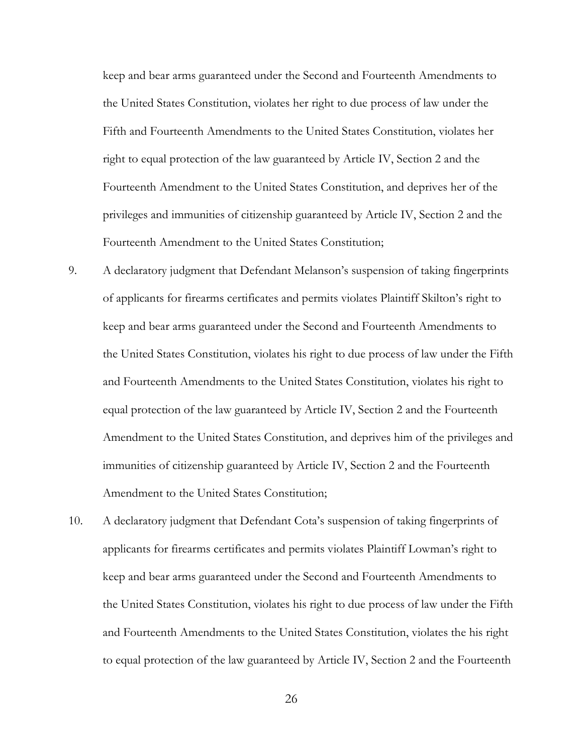keep and bear arms guaranteed under the Second and Fourteenth Amendments to the United States Constitution, violates her right to due process of law under the Fifth and Fourteenth Amendments to the United States Constitution, violates her right to equal protection of the law guaranteed by Article IV, Section 2 and the Fourteenth Amendment to the United States Constitution, and deprives her of the privileges and immunities of citizenship guaranteed by Article IV, Section 2 and the Fourteenth Amendment to the United States Constitution;

9. A declaratory judgment that Defendant Melanson's suspension of taking fingerprints of applicants for firearms certificates and permits violates Plaintiff Skilton's right to keep and bear arms guaranteed under the Second and Fourteenth Amendments to the United States Constitution, violates his right to due process of law under the Fifth and Fourteenth Amendments to the United States Constitution, violates his right to equal protection of the law guaranteed by Article IV, Section 2 and the Fourteenth Amendment to the United States Constitution, and deprives him of the privileges and immunities of citizenship guaranteed by Article IV, Section 2 and the Fourteenth Amendment to the United States Constitution;

10. A declaratory judgment that Defendant Cota's suspension of taking fingerprints of applicants for firearms certificates and permits violates Plaintiff Lowman's right to keep and bear arms guaranteed under the Second and Fourteenth Amendments to the United States Constitution, violates his right to due process of law under the Fifth and Fourteenth Amendments to the United States Constitution, violates the his right to equal protection of the law guaranteed by Article IV, Section 2 and the Fourteenth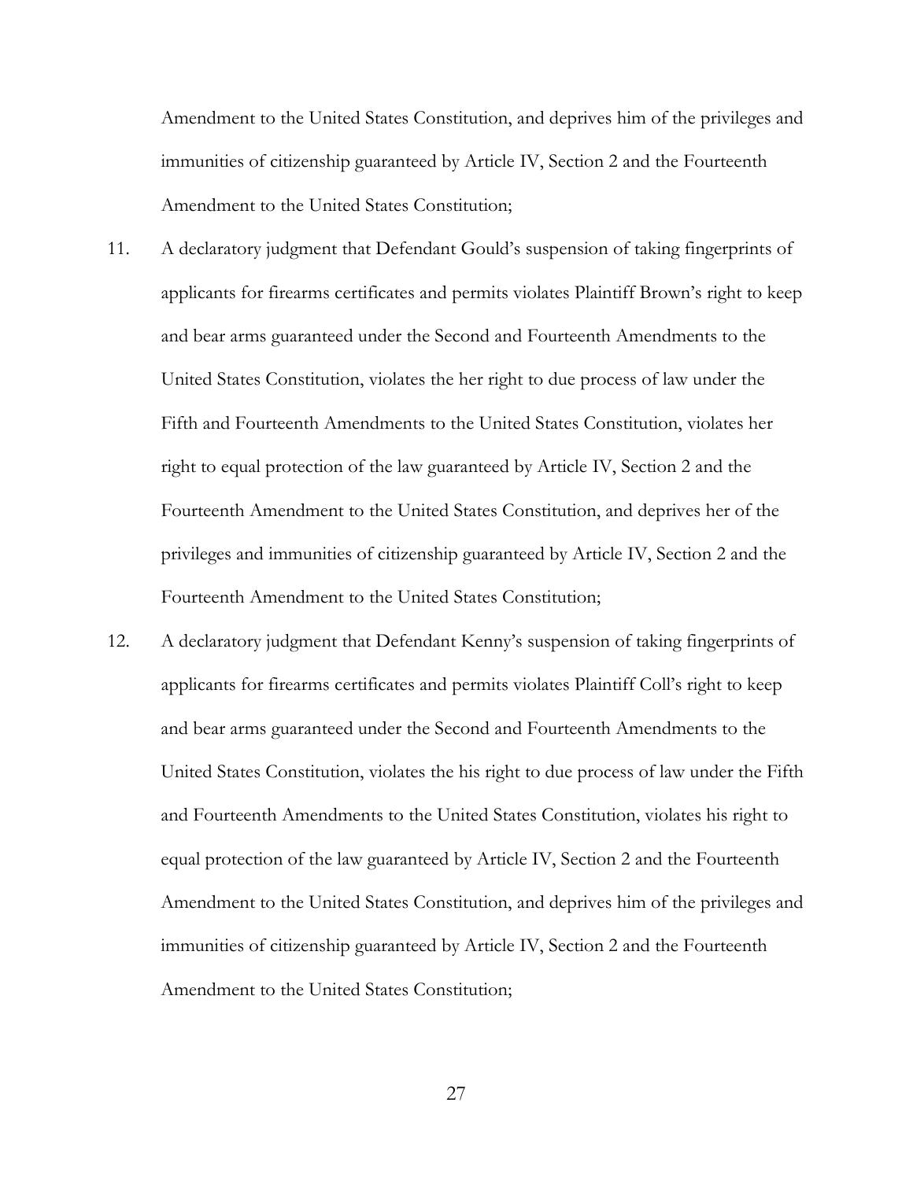Amendment to the United States Constitution, and deprives him of the privileges and immunities of citizenship guaranteed by Article IV, Section 2 and the Fourteenth Amendment to the United States Constitution;

11. A declaratory judgment that Defendant Gould's suspension of taking fingerprints of applicants for firearms certificates and permits violates Plaintiff Brown's right to keep and bear arms guaranteed under the Second and Fourteenth Amendments to the United States Constitution, violates the her right to due process of law under the Fifth and Fourteenth Amendments to the United States Constitution, violates her right to equal protection of the law guaranteed by Article IV, Section 2 and the Fourteenth Amendment to the United States Constitution, and deprives her of the privileges and immunities of citizenship guaranteed by Article IV, Section 2 and the Fourteenth Amendment to the United States Constitution;

12. A declaratory judgment that Defendant Kenny's suspension of taking fingerprints of applicants for firearms certificates and permits violates Plaintiff Coll's right to keep and bear arms guaranteed under the Second and Fourteenth Amendments to the United States Constitution, violates the his right to due process of law under the Fifth and Fourteenth Amendments to the United States Constitution, violates his right to equal protection of the law guaranteed by Article IV, Section 2 and the Fourteenth Amendment to the United States Constitution, and deprives him of the privileges and immunities of citizenship guaranteed by Article IV, Section 2 and the Fourteenth Amendment to the United States Constitution;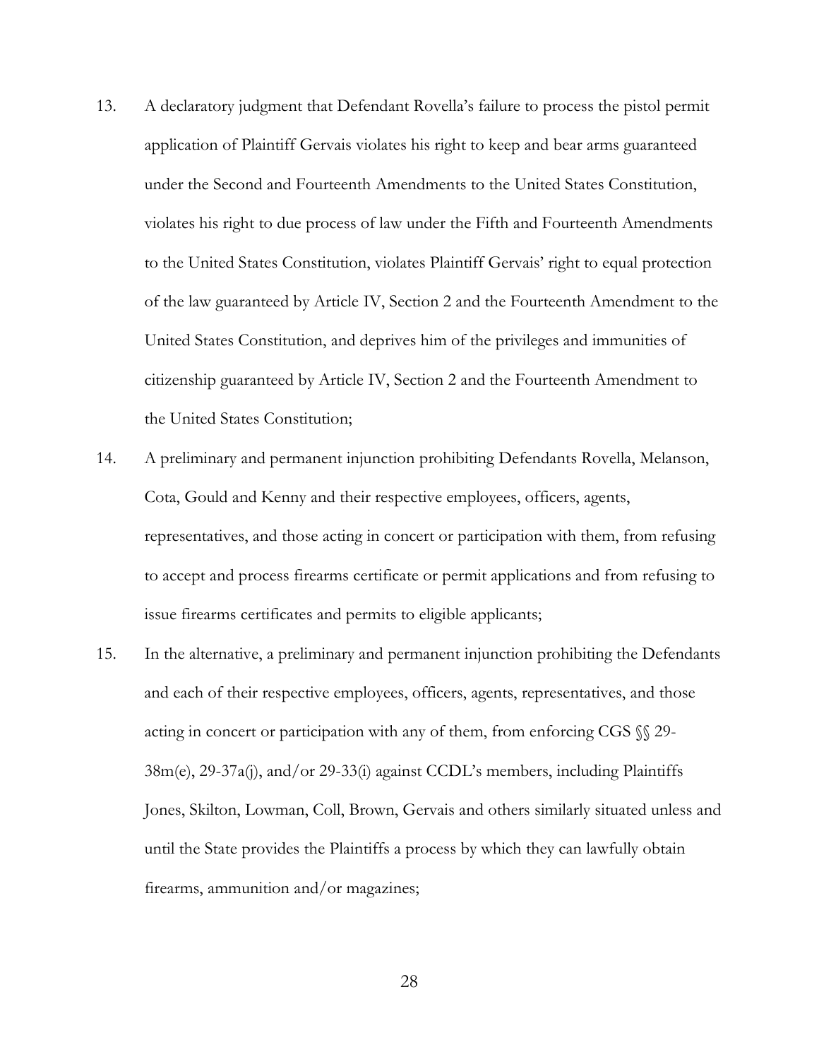13. A declaratory judgment that Defendant Rovella's failure to process the pistol permit application of Plaintiff Gervais violates his right to keep and bear arms guaranteed under the Second and Fourteenth Amendments to the United States Constitution, violates his right to due process of law under the Fifth and Fourteenth Amendments to the United States Constitution, violates Plaintiff Gervais' right to equal protection of the law guaranteed by Article IV, Section 2 and the Fourteenth Amendment to the United States Constitution, and deprives him of the privileges and immunities of citizenship guaranteed by Article IV, Section 2 and the Fourteenth Amendment to the United States Constitution;

14. A preliminary and permanent injunction prohibiting Defendants Rovella, Melanson, Cota, Gould and Kenny and their respective employees, officers, agents, representatives, and those acting in concert or participation with them, from refusing to accept and process firearms certificate or permit applications and from refusing to issue firearms certificates and permits to eligible applicants;

15. In the alternative, a preliminary and permanent injunction prohibiting the Defendants and each of their respective employees, officers, agents, representatives, and those acting in concert or participation with any of them, from enforcing CGS §§ 29-38m(e), 29-37a(j), and/or 29-33(i) against CCDL's members, including Plaintiffs Jones, Skilton, Lowman, Coll, Brown, Gervais and others similarly situated unless and until the State provides the Plaintiffs a process by which they can lawfully obtain firearms, ammunition and/or magazines;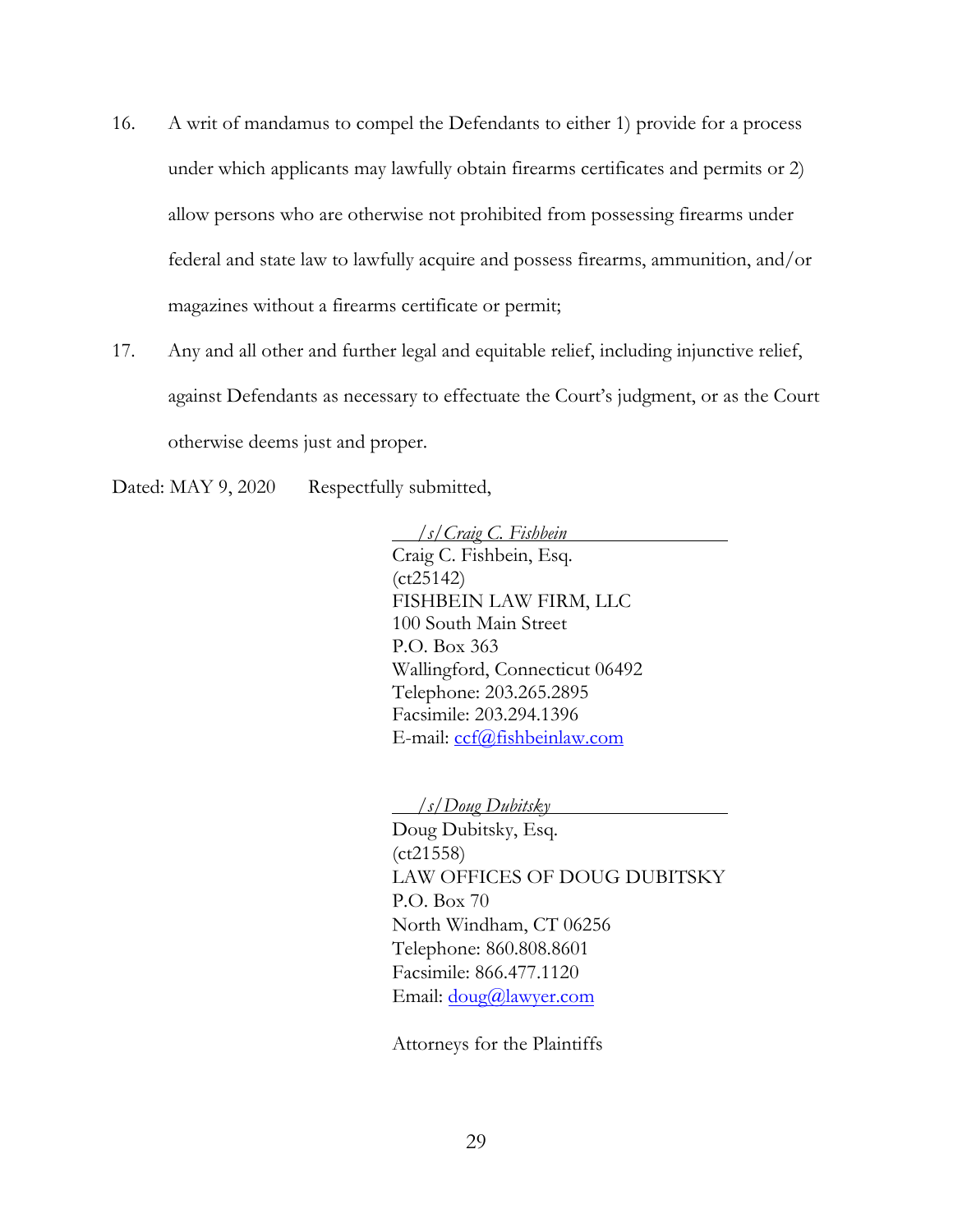16. A writ of mandamus to compel the Defendants to either 1) provide for a process under which applicants may lawfully obtain firearms certificates and permits or 2) allow persons who are otherwise not prohibited from possessing firearms under federal and state law to lawfully acquire and possess firearms, ammunition, and/or magazines without a firearms certificate or permit;

17. Any and all other and further legal and equitable relief, including injunctive relief, against Defendants as necessary to effectuate the Court's judgment, or as the Court otherwise deems just and proper.

Dated: MAY 9, 2020 Respectfully submitted,

*/s/Craig C. Fishbein*
Craig C. Fishbein, Esq.
(ct25142)
FISHBEIN LAW FIRM, LLC
100 South Main Street
P.O. Box 363
Wallingford, Connecticut 06492
Telephone: 203.265.2895
Facsimile: 203.294.1396
E-mail: ccf@fishbeinlaw.com

*/s/Doug Dubitsky*
Doug Dubitsky, Esq.
(ct21558)
LAW OFFICES OF DOUG DUBITSKY
P.O. Box 70
North Windham, CT 06256
Telephone: 860.808.8601
Facsimile: 866.477.1120
Email: doug@lawyer.com

Attorneys for the Plaintiffs